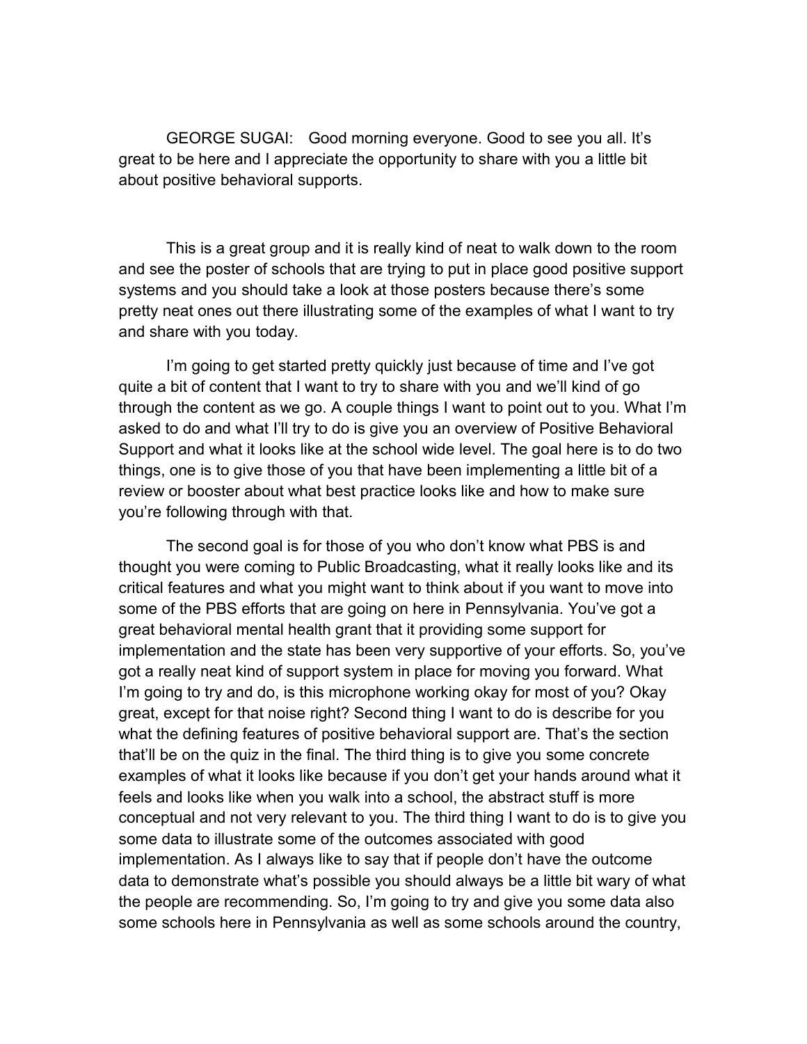GEORGE SUGAI: Good morning everyone. Good to see you all. It's great to be here and I appreciate the opportunity to share with you a little bit about positive behavioral supports.

This is a great group and it is really kind of neat to walk down to the room and see the poster of schools that are trying to put in place good positive support systems and you should take a look at those posters because there's some pretty neat ones out there illustrating some of the examples of what I want to try and share with you today.

I'm going to get started pretty quickly just because of time and I've got quite a bit of content that I want to try to share with you and we'll kind of go through the content as we go. A couple things I want to point out to you. What I'm asked to do and what I'll try to do is give you an overview of Positive Behavioral Support and what it looks like at the school wide level. The goal here is to do two things, one is to give those of you that have been implementing a little bit of a review or booster about what best practice looks like and how to make sure you're following through with that.

The second goal is for those of you who don't know what PBS is and thought you were coming to Public Broadcasting, what it really looks like and its critical features and what you might want to think about if you want to move into some of the PBS efforts that are going on here in Pennsylvania. You've got a great behavioral mental health grant that it providing some support for implementation and the state has been very supportive of your efforts. So, you've got a really neat kind of support system in place for moving you forward. What I'm going to try and do, is this microphone working okay for most of you? Okay great, except for that noise right? Second thing I want to do is describe for you what the defining features of positive behavioral support are. That's the section that'll be on the quiz in the final. The third thing is to give you some concrete examples of what it looks like because if you don't get your hands around what it feels and looks like when you walk into a school, the abstract stuff is more conceptual and not very relevant to you. The third thing I want to do is to give you some data to illustrate some of the outcomes associated with good implementation. As I always like to say that if people don't have the outcome data to demonstrate what's possible you should always be a little bit wary of what the people are recommending. So, I'm going to try and give you some data also some schools here in Pennsylvania as well as some schools around the country,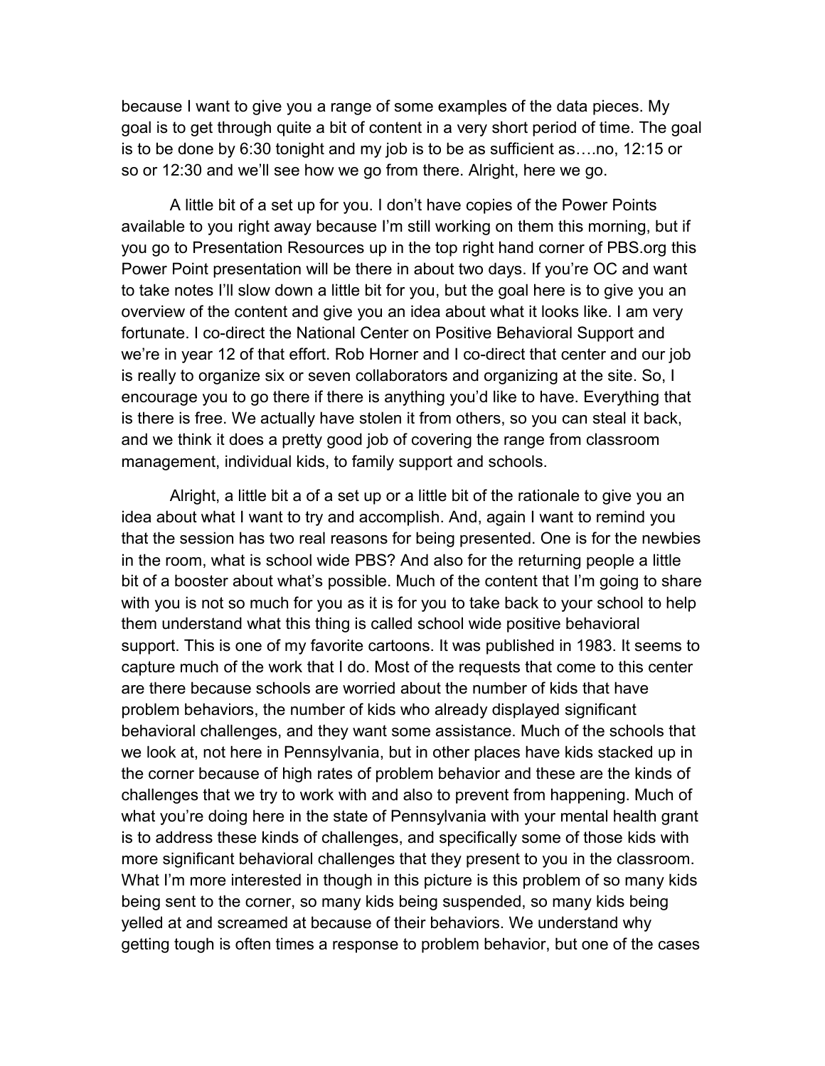because I want to give you a range of some examples of the data pieces. My goal is to get through quite a bit of content in a very short period of time. The goal is to be done by 6:30 tonight and my job is to be as sufficient as….no, 12:15 or so or 12:30 and we'll see how we go from there. Alright, here we go.

A little bit of a set up for you. I don't have copies of the Power Points available to you right away because I'm still working on them this morning, but if you go to Presentation Resources up in the top right hand corner of PBS.org this Power Point presentation will be there in about two days. If you're OC and want to take notes I'll slow down a little bit for you, but the goal here is to give you an overview of the content and give you an idea about what it looks like. I am very fortunate. I co-direct the National Center on Positive Behavioral Support and we're in year 12 of that effort. Rob Horner and I co-direct that center and our job is really to organize six or seven collaborators and organizing at the site. So, I encourage you to go there if there is anything you'd like to have. Everything that is there is free. We actually have stolen it from others, so you can steal it back, and we think it does a pretty good job of covering the range from classroom management, individual kids, to family support and schools.

Alright, a little bit a of a set up or a little bit of the rationale to give you an idea about what I want to try and accomplish. And, again I want to remind you that the session has two real reasons for being presented. One is for the newbies in the room, what is school wide PBS? And also for the returning people a little bit of a booster about what's possible. Much of the content that I'm going to share with you is not so much for you as it is for you to take back to your school to help them understand what this thing is called school wide positive behavioral support. This is one of my favorite cartoons. It was published in 1983. It seems to capture much of the work that I do. Most of the requests that come to this center are there because schools are worried about the number of kids that have problem behaviors, the number of kids who already displayed significant behavioral challenges, and they want some assistance. Much of the schools that we look at, not here in Pennsylvania, but in other places have kids stacked up in the corner because of high rates of problem behavior and these are the kinds of challenges that we try to work with and also to prevent from happening. Much of what you're doing here in the state of Pennsylvania with your mental health grant is to address these kinds of challenges, and specifically some of those kids with more significant behavioral challenges that they present to you in the classroom. What I'm more interested in though in this picture is this problem of so many kids being sent to the corner, so many kids being suspended, so many kids being yelled at and screamed at because of their behaviors. We understand why getting tough is often times a response to problem behavior, but one of the cases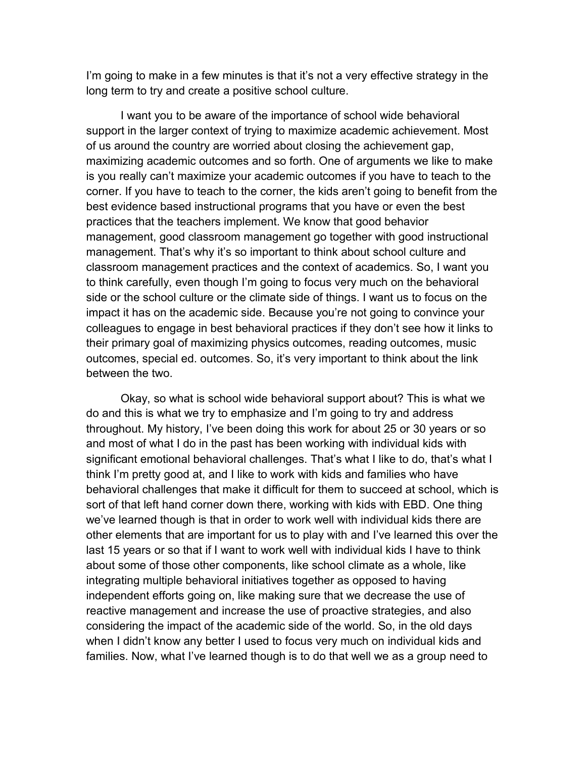I'm going to make in a few minutes is that it's not a very effective strategy in the long term to try and create a positive school culture.

I want you to be aware of the importance of school wide behavioral support in the larger context of trying to maximize academic achievement. Most of us around the country are worried about closing the achievement gap, maximizing academic outcomes and so forth. One of arguments we like to make is you really can't maximize your academic outcomes if you have to teach to the corner. If you have to teach to the corner, the kids aren't going to benefit from the best evidence based instructional programs that you have or even the best practices that the teachers implement. We know that good behavior management, good classroom management go together with good instructional management. That's why it's so important to think about school culture and classroom management practices and the context of academics. So, I want you to think carefully, even though I'm going to focus very much on the behavioral side or the school culture or the climate side of things. I want us to focus on the impact it has on the academic side. Because you're not going to convince your colleagues to engage in best behavioral practices if they don't see how it links to their primary goal of maximizing physics outcomes, reading outcomes, music outcomes, special ed. outcomes. So, it's very important to think about the link between the two.

Okay, so what is school wide behavioral support about? This is what we do and this is what we try to emphasize and I'm going to try and address throughout. My history, I've been doing this work for about 25 or 30 years or so and most of what I do in the past has been working with individual kids with significant emotional behavioral challenges. That's what I like to do, that's what I think I'm pretty good at, and I like to work with kids and families who have behavioral challenges that make it difficult for them to succeed at school, which is sort of that left hand corner down there, working with kids with EBD. One thing we've learned though is that in order to work well with individual kids there are other elements that are important for us to play with and I've learned this over the last 15 years or so that if I want to work well with individual kids I have to think about some of those other components, like school climate as a whole, like integrating multiple behavioral initiatives together as opposed to having independent efforts going on, like making sure that we decrease the use of reactive management and increase the use of proactive strategies, and also considering the impact of the academic side of the world. So, in the old days when I didn't know any better I used to focus very much on individual kids and families. Now, what I've learned though is to do that well we as a group need to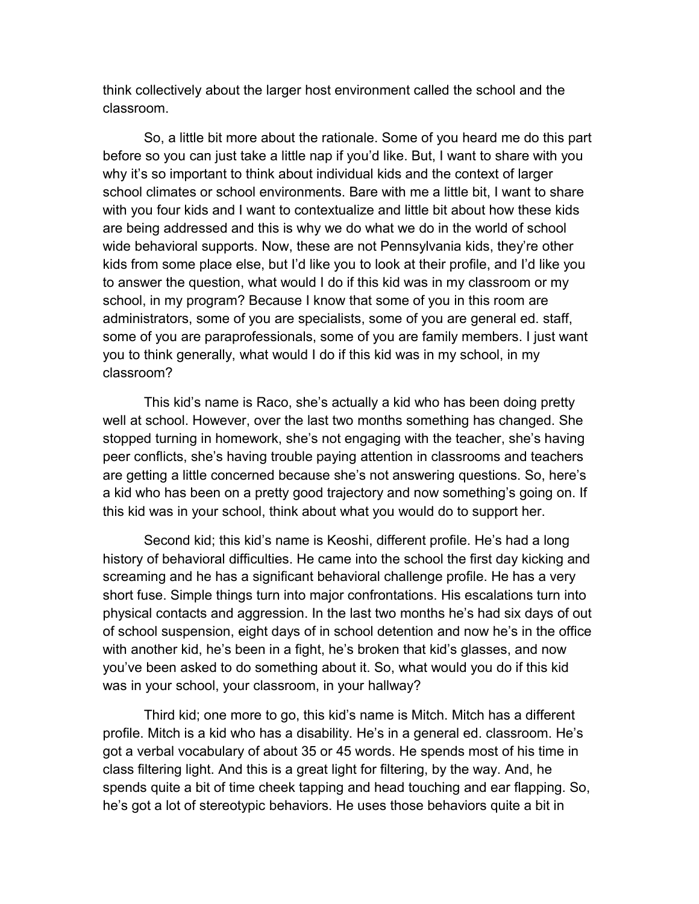think collectively about the larger host environment called the school and the classroom.

So, a little bit more about the rationale. Some of you heard me do this part before so you can just take a little nap if you'd like. But, I want to share with you why it's so important to think about individual kids and the context of larger school climates or school environments. Bare with me a little bit, I want to share with you four kids and I want to contextualize and little bit about how these kids are being addressed and this is why we do what we do in the world of school wide behavioral supports. Now, these are not Pennsylvania kids, they're other kids from some place else, but I'd like you to look at their profile, and I'd like you to answer the question, what would I do if this kid was in my classroom or my school, in my program? Because I know that some of you in this room are administrators, some of you are specialists, some of you are general ed. staff, some of you are paraprofessionals, some of you are family members. I just want you to think generally, what would I do if this kid was in my school, in my classroom?

This kid's name is Raco, she's actually a kid who has been doing pretty well at school. However, over the last two months something has changed. She stopped turning in homework, she's not engaging with the teacher, she's having peer conflicts, she's having trouble paying attention in classrooms and teachers are getting a little concerned because she's not answering questions. So, here's a kid who has been on a pretty good trajectory and now something's going on. If this kid was in your school, think about what you would do to support her.

Second kid; this kid's name is Keoshi, different profile. He's had a long history of behavioral difficulties. He came into the school the first day kicking and screaming and he has a significant behavioral challenge profile. He has a very short fuse. Simple things turn into major confrontations. His escalations turn into physical contacts and aggression. In the last two months he's had six days of out of school suspension, eight days of in school detention and now he's in the office with another kid, he's been in a fight, he's broken that kid's glasses, and now you've been asked to do something about it. So, what would you do if this kid was in your school, your classroom, in your hallway?

Third kid; one more to go, this kid's name is Mitch. Mitch has a different profile. Mitch is a kid who has a disability. He's in a general ed. classroom. He's got a verbal vocabulary of about 35 or 45 words. He spends most of his time in class filtering light. And this is a great light for filtering, by the way. And, he spends quite a bit of time cheek tapping and head touching and ear flapping. So, he's got a lot of stereotypic behaviors. He uses those behaviors quite a bit in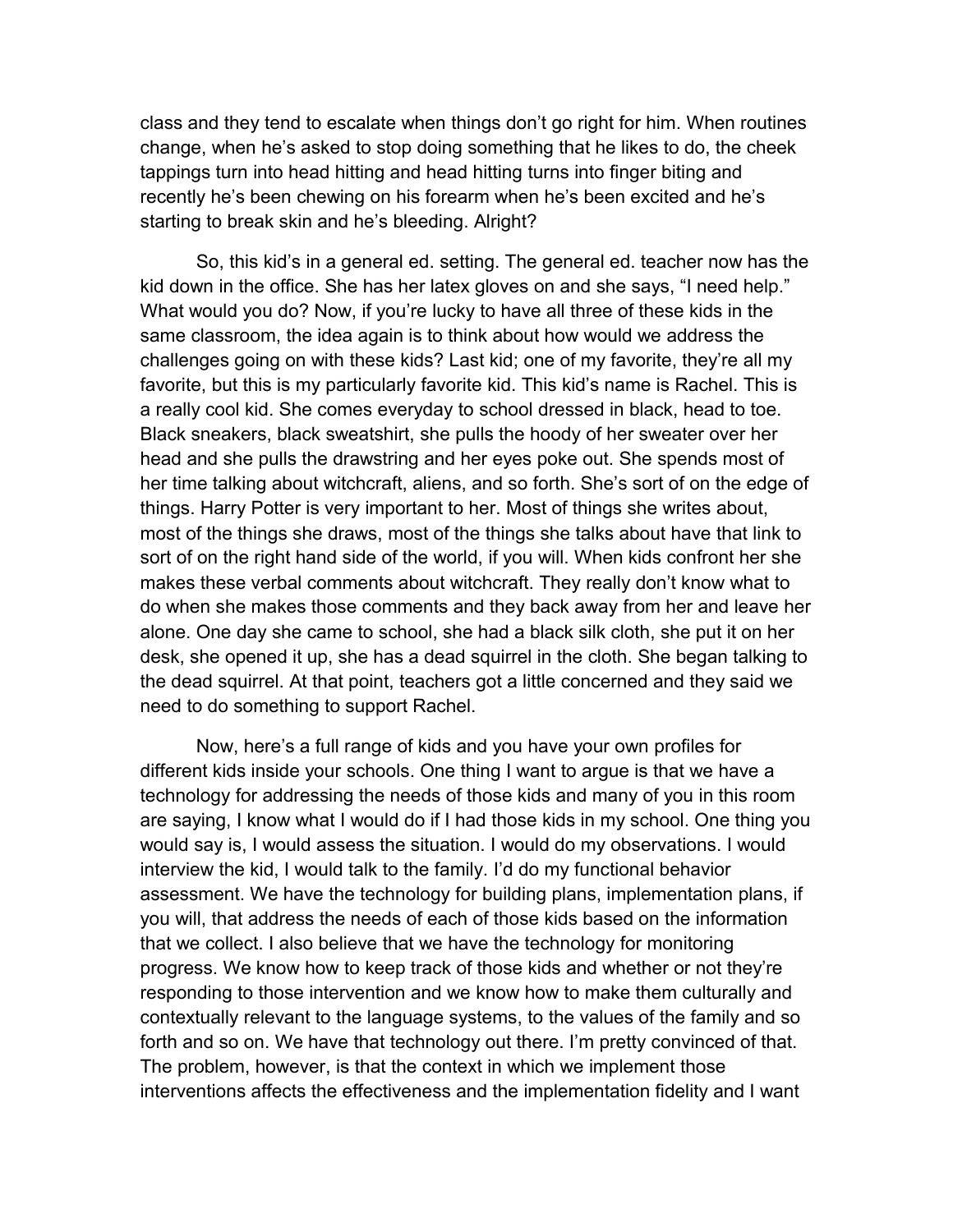class and they tend to escalate when things don't go right for him. When routines change, when he's asked to stop doing something that he likes to do, the cheek tappings turn into head hitting and head hitting turns into finger biting and recently he's been chewing on his forearm when he's been excited and he's starting to break skin and he's bleeding. Alright?

So, this kid's in a general ed. setting. The general ed. teacher now has the kid down in the office. She has her latex gloves on and she says, "I need help." What would you do? Now, if you're lucky to have all three of these kids in the same classroom, the idea again is to think about how would we address the challenges going on with these kids? Last kid; one of my favorite, they're all my favorite, but this is my particularly favorite kid. This kid's name is Rachel. This is a really cool kid. She comes everyday to school dressed in black, head to toe. Black sneakers, black sweatshirt, she pulls the hoody of her sweater over her head and she pulls the drawstring and her eyes poke out. She spends most of her time talking about witchcraft, aliens, and so forth. She's sort of on the edge of things. Harry Potter is very important to her. Most of things she writes about, most of the things she draws, most of the things she talks about have that link to sort of on the right hand side of the world, if you will. When kids confront her she makes these verbal comments about witchcraft. They really don't know what to do when she makes those comments and they back away from her and leave her alone. One day she came to school, she had a black silk cloth, she put it on her desk, she opened it up, she has a dead squirrel in the cloth. She began talking to the dead squirrel. At that point, teachers got a little concerned and they said we need to do something to support Rachel.

Now, here's a full range of kids and you have your own profiles for different kids inside your schools. One thing I want to argue is that we have a technology for addressing the needs of those kids and many of you in this room are saying, I know what I would do if I had those kids in my school. One thing you would say is, I would assess the situation. I would do my observations. I would interview the kid, I would talk to the family. I'd do my functional behavior assessment. We have the technology for building plans, implementation plans, if you will, that address the needs of each of those kids based on the information that we collect. I also believe that we have the technology for monitoring progress. We know how to keep track of those kids and whether or not they're responding to those intervention and we know how to make them culturally and contextually relevant to the language systems, to the values of the family and so forth and so on. We have that technology out there. I'm pretty convinced of that. The problem, however, is that the context in which we implement those interventions affects the effectiveness and the implementation fidelity and I want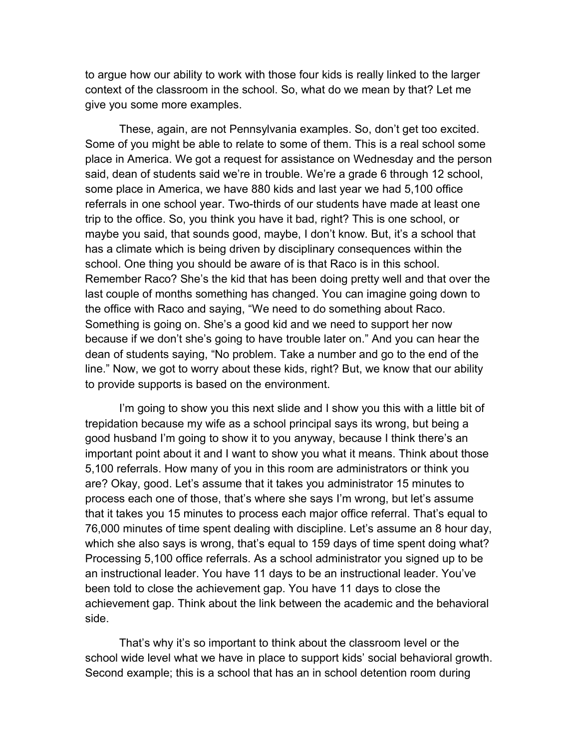to argue how our ability to work with those four kids is really linked to the larger context of the classroom in the school. So, what do we mean by that? Let me give you some more examples.

These, again, are not Pennsylvania examples. So, don't get too excited. Some of you might be able to relate to some of them. This is a real school some place in America. We got a request for assistance on Wednesday and the person said, dean of students said we're in trouble. We're a grade 6 through 12 school, some place in America, we have 880 kids and last year we had 5,100 office referrals in one school year. Two-thirds of our students have made at least one trip to the office. So, you think you have it bad, right? This is one school, or maybe you said, that sounds good, maybe, I don't know. But, it's a school that has a climate which is being driven by disciplinary consequences within the school. One thing you should be aware of is that Raco is in this school. Remember Raco? She's the kid that has been doing pretty well and that over the last couple of months something has changed. You can imagine going down to the office with Raco and saying, "We need to do something about Raco. Something is going on. She's a good kid and we need to support her now because if we don't she's going to have trouble later on." And you can hear the dean of students saying, "No problem. Take a number and go to the end of the line." Now, we got to worry about these kids, right? But, we know that our ability to provide supports is based on the environment.

I'm going to show you this next slide and I show you this with a little bit of trepidation because my wife as a school principal says its wrong, but being a good husband I'm going to show it to you anyway, because I think there's an important point about it and I want to show you what it means. Think about those 5,100 referrals. How many of you in this room are administrators or think you are? Okay, good. Let's assume that it takes you administrator 15 minutes to process each one of those, that's where she says I'm wrong, but let's assume that it takes you 15 minutes to process each major office referral. That's equal to 76,000 minutes of time spent dealing with discipline. Let's assume an 8 hour day, which she also says is wrong, that's equal to 159 days of time spent doing what? Processing 5,100 office referrals. As a school administrator you signed up to be an instructional leader. You have 11 days to be an instructional leader. You've been told to close the achievement gap. You have 11 days to close the achievement gap. Think about the link between the academic and the behavioral side.

That's why it's so important to think about the classroom level or the school wide level what we have in place to support kids' social behavioral growth. Second example; this is a school that has an in school detention room during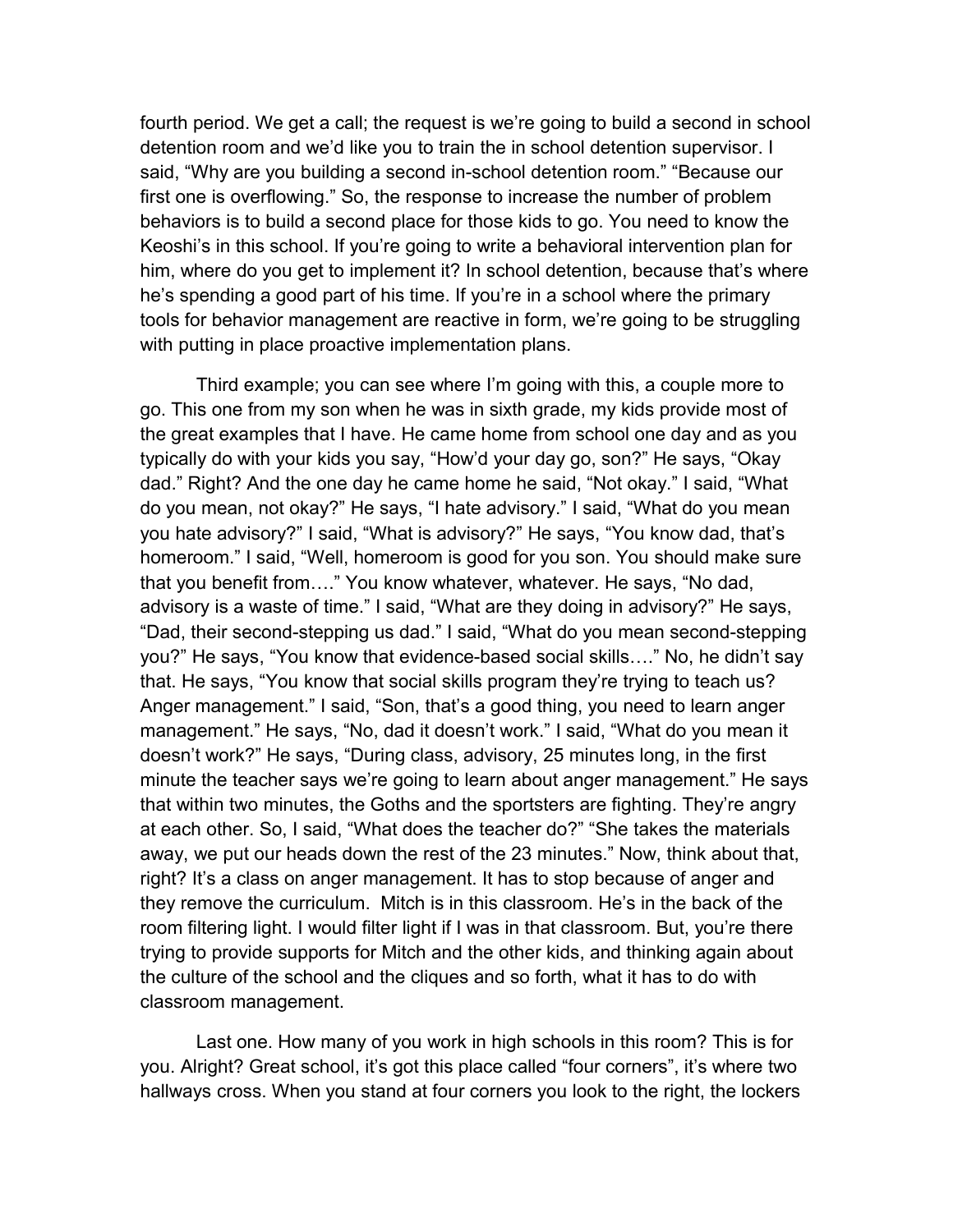fourth period. We get a call; the request is we're going to build a second in school detention room and we'd like you to train the in school detention supervisor. I said, "Why are you building a second in-school detention room." "Because our first one is overflowing." So, the response to increase the number of problem behaviors is to build a second place for those kids to go. You need to know the Keoshi's in this school. If you're going to write a behavioral intervention plan for him, where do you get to implement it? In school detention, because that's where he's spending a good part of his time. If you're in a school where the primary tools for behavior management are reactive in form, we're going to be struggling with putting in place proactive implementation plans.

Third example; you can see where I'm going with this, a couple more to go. This one from my son when he was in sixth grade, my kids provide most of the great examples that I have. He came home from school one day and as you typically do with your kids you say, "How'd your day go, son?" He says, "Okay dad." Right? And the one day he came home he said, "Not okay." I said, "What do you mean, not okay?" He says, "I hate advisory." I said, "What do you mean you hate advisory?" I said, "What is advisory?" He says, "You know dad, that's homeroom." I said, "Well, homeroom is good for you son. You should make sure that you benefit from…." You know whatever, whatever. He says, "No dad, advisory is a waste of time." I said, "What are they doing in advisory?" He says, "Dad, their second-stepping us dad." I said, "What do you mean second-stepping you?" He says, "You know that evidence-based social skills…." No, he didn't say that. He says, "You know that social skills program they're trying to teach us? Anger management." I said, "Son, that's a good thing, you need to learn anger management." He says, "No, dad it doesn't work." I said, "What do you mean it doesn't work?" He says, "During class, advisory, 25 minutes long, in the first minute the teacher says we're going to learn about anger management." He says that within two minutes, the Goths and the sportsters are fighting. They're angry at each other. So, I said, "What does the teacher do?" "She takes the materials away, we put our heads down the rest of the 23 minutes." Now, think about that, right? It's a class on anger management. It has to stop because of anger and they remove the curriculum. Mitch is in this classroom. He's in the back of the room filtering light. I would filter light if I was in that classroom. But, you're there trying to provide supports for Mitch and the other kids, and thinking again about the culture of the school and the cliques and so forth, what it has to do with classroom management.

Last one. How many of you work in high schools in this room? This is for you. Alright? Great school, it's got this place called "four corners", it's where two hallways cross. When you stand at four corners you look to the right, the lockers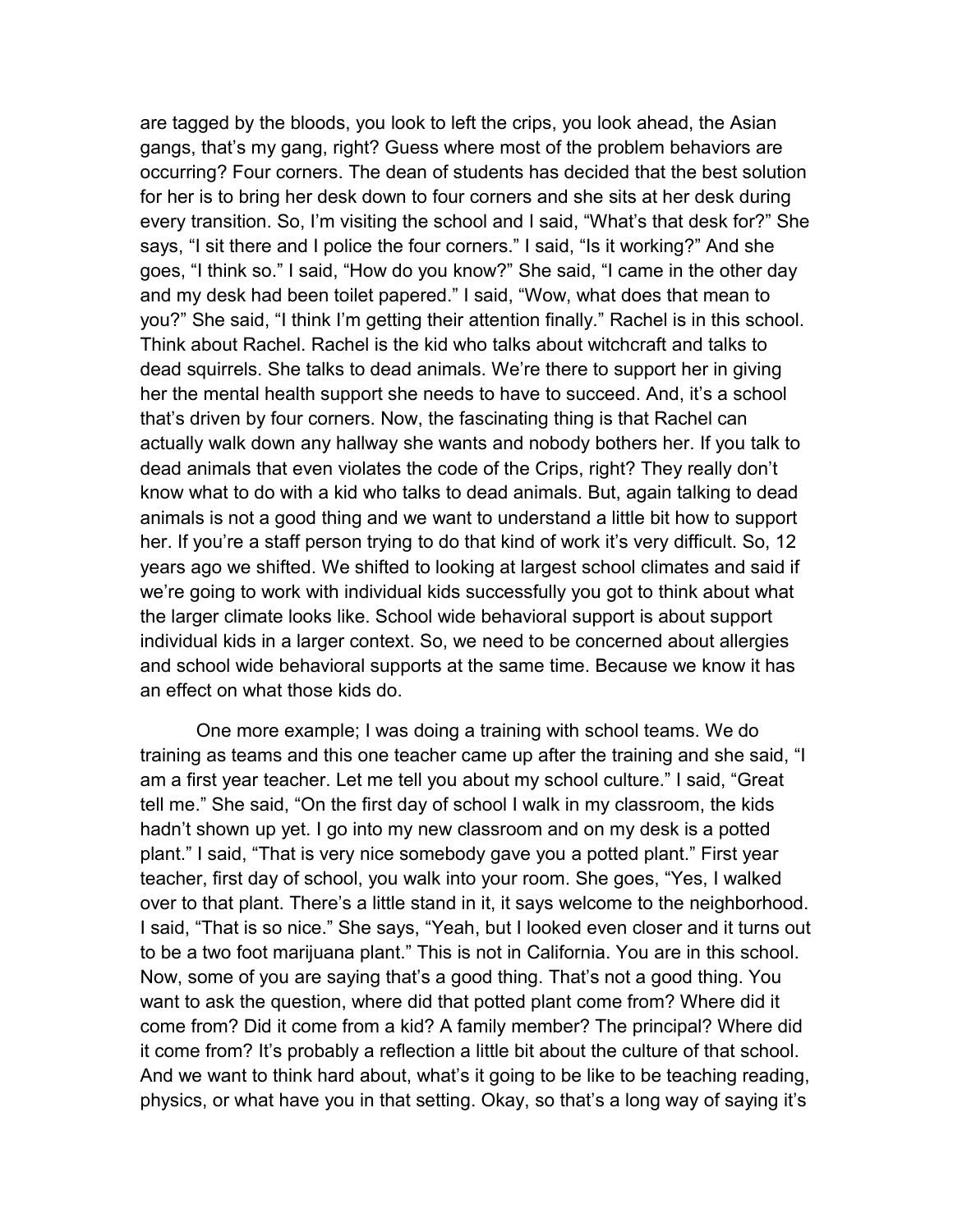are tagged by the bloods, you look to left the crips, you look ahead, the Asian gangs, that's my gang, right? Guess where most of the problem behaviors are occurring? Four corners. The dean of students has decided that the best solution for her is to bring her desk down to four corners and she sits at her desk during every transition. So, I'm visiting the school and I said, "What's that desk for?" She says, "I sit there and I police the four corners." I said, "Is it working?" And she goes, "I think so." I said, "How do you know?" She said, "I came in the other day and my desk had been toilet papered." I said, "Wow, what does that mean to you?" She said, "I think I'm getting their attention finally." Rachel is in this school. Think about Rachel. Rachel is the kid who talks about witchcraft and talks to dead squirrels. She talks to dead animals. We're there to support her in giving her the mental health support she needs to have to succeed. And, it's a school that's driven by four corners. Now, the fascinating thing is that Rachel can actually walk down any hallway she wants and nobody bothers her. If you talk to dead animals that even violates the code of the Crips, right? They really don't know what to do with a kid who talks to dead animals. But, again talking to dead animals is not a good thing and we want to understand a little bit how to support her. If you're a staff person trying to do that kind of work it's very difficult. So, 12 years ago we shifted. We shifted to looking at largest school climates and said if we're going to work with individual kids successfully you got to think about what the larger climate looks like. School wide behavioral support is about support individual kids in a larger context. So, we need to be concerned about allergies and school wide behavioral supports at the same time. Because we know it has an effect on what those kids do.

One more example; I was doing a training with school teams. We do training as teams and this one teacher came up after the training and she said, "I am a first year teacher. Let me tell you about my school culture." I said, "Great tell me." She said, "On the first day of school I walk in my classroom, the kids hadn't shown up yet. I go into my new classroom and on my desk is a potted plant." I said, "That is very nice somebody gave you a potted plant." First year teacher, first day of school, you walk into your room. She goes, "Yes, I walked over to that plant. There's a little stand in it, it says welcome to the neighborhood. I said, "That is so nice." She says, "Yeah, but I looked even closer and it turns out to be a two foot marijuana plant." This is not in California. You are in this school. Now, some of you are saying that's a good thing. That's not a good thing. You want to ask the question, where did that potted plant come from? Where did it come from? Did it come from a kid? A family member? The principal? Where did it come from? It's probably a reflection a little bit about the culture of that school. And we want to think hard about, what's it going to be like to be teaching reading, physics, or what have you in that setting. Okay, so that's a long way of saying it's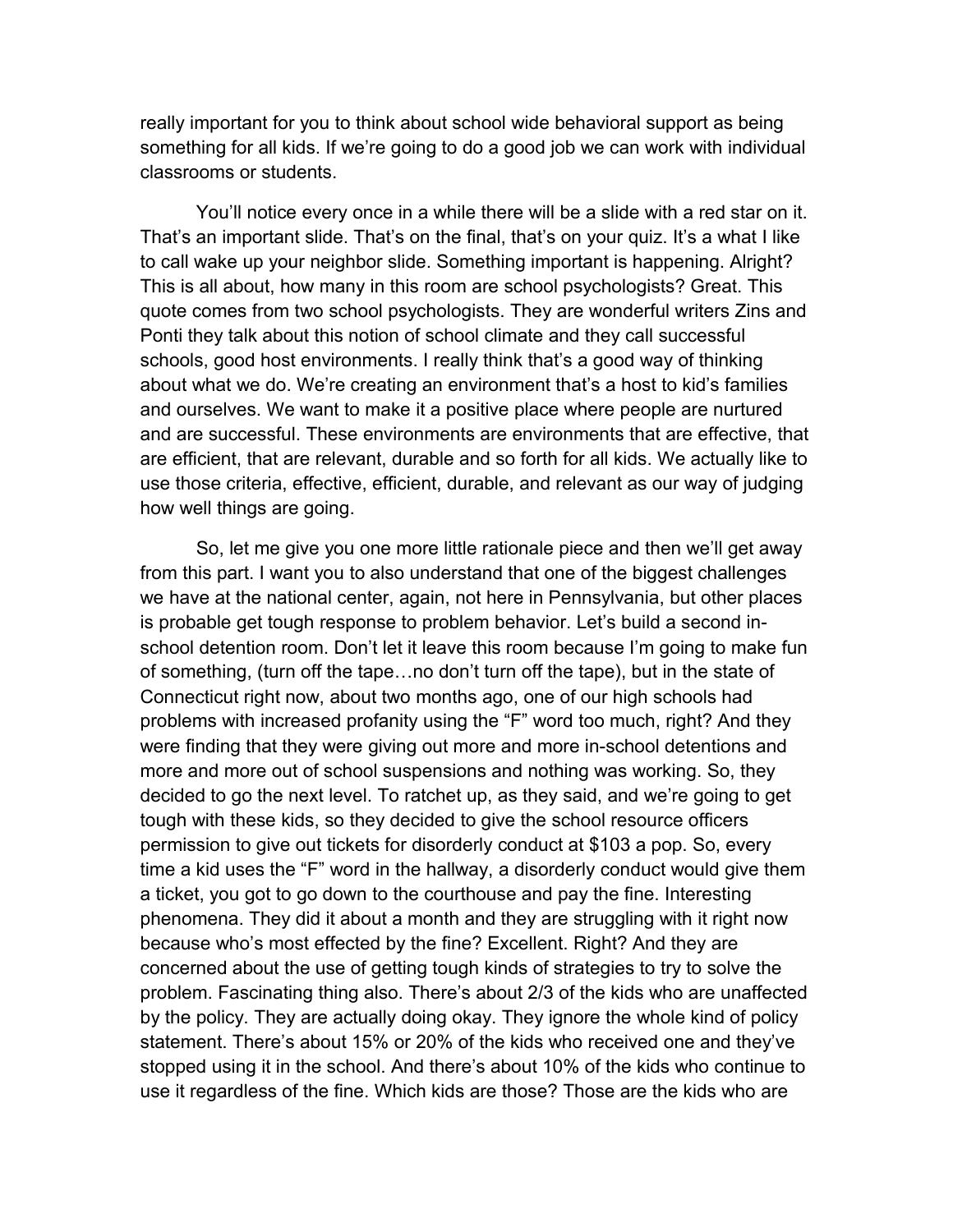really important for you to think about school wide behavioral support as being something for all kids. If we're going to do a good job we can work with individual classrooms or students.

You'll notice every once in a while there will be a slide with a red star on it. That's an important slide. That's on the final, that's on your quiz. It's a what I like to call wake up your neighbor slide. Something important is happening. Alright? This is all about, how many in this room are school psychologists? Great. This quote comes from two school psychologists. They are wonderful writers Zins and Ponti they talk about this notion of school climate and they call successful schools, good host environments. I really think that's a good way of thinking about what we do. We're creating an environment that's a host to kid's families and ourselves. We want to make it a positive place where people are nurtured and are successful. These environments are environments that are effective, that are efficient, that are relevant, durable and so forth for all kids. We actually like to use those criteria, effective, efficient, durable, and relevant as our way of judging how well things are going.

So, let me give you one more little rationale piece and then we'll get away from this part. I want you to also understand that one of the biggest challenges we have at the national center, again, not here in Pennsylvania, but other places is probable get tough response to problem behavior. Let's build a second in-school detention room. Don't let it leave this room because I'm going to make fun of something, (turn off the tape…no don't turn off the tape), but in the state of Connecticut right now, about two months ago, one of our high schools had problems with increased profanity using the "F" word too much, right? And they were finding that they were giving out more and more in-school detentions and more and more out of school suspensions and nothing was working. So, they decided to go the next level. To ratchet up, as they said, and we're going to get tough with these kids, so they decided to give the school resource officers permission to give out tickets for disorderly conduct at $103 a pop. So, every time a kid uses the "F" word in the hallway, a disorderly conduct would give them a ticket, you got to go down to the courthouse and pay the fine. Interesting phenomena. They did it about a month and they are struggling with it right now because who's most effected by the fine? Excellent. Right? And they are concerned about the use of getting tough kinds of strategies to try to solve the problem. Fascinating thing also. There's about 2/3 of the kids who are unaffected by the policy. They are actually doing okay. They ignore the whole kind of policy statement. There's about 15% or 20% of the kids who received one and they've stopped using it in the school. And there's about 10% of the kids who continue to use it regardless of the fine. Which kids are those? Those are the kids who are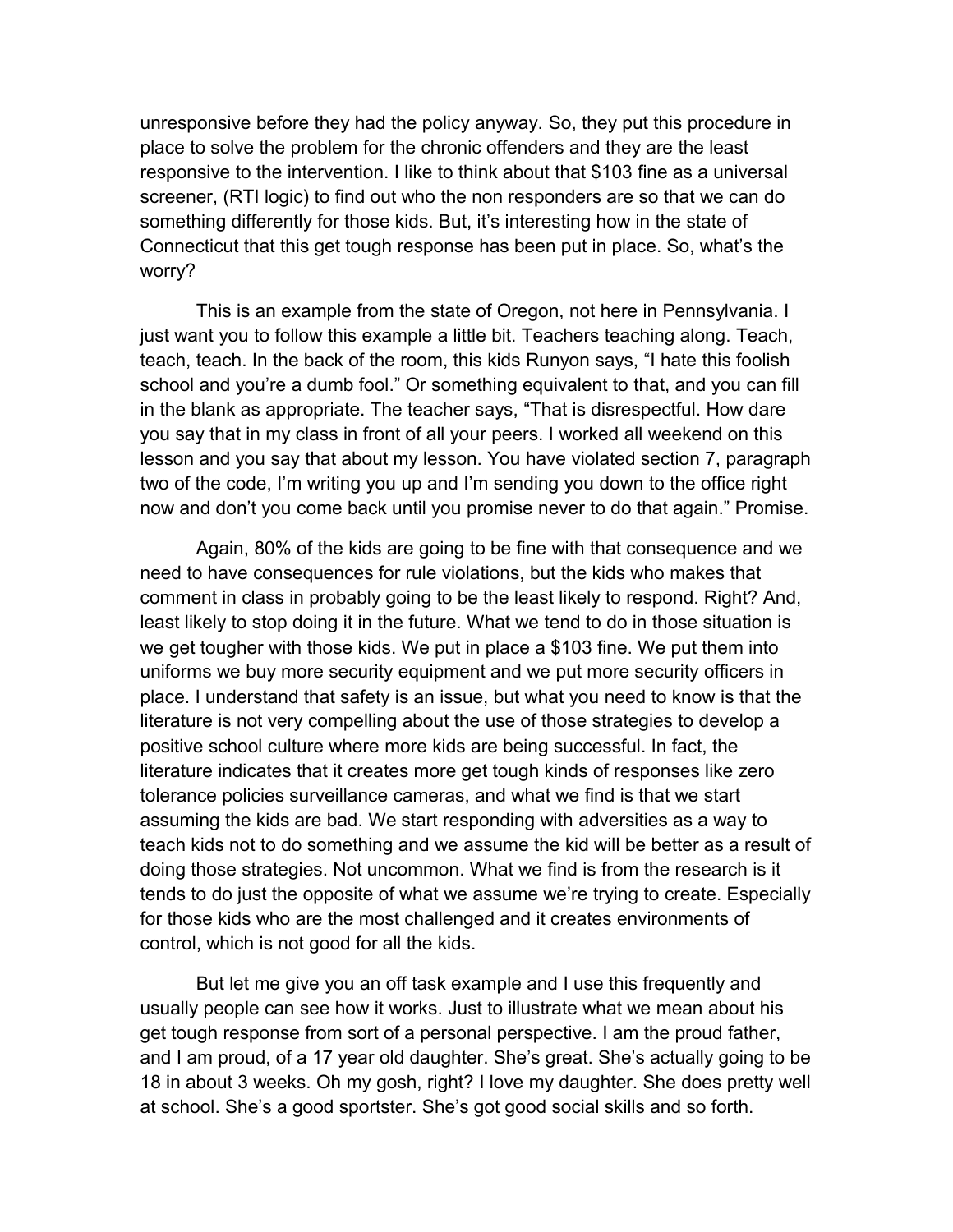unresponsive before they had the policy anyway. So, they put this procedure in place to solve the problem for the chronic offenders and they are the least responsive to the intervention. I like to think about that $103 fine as a universal screener, (RTI logic) to find out who the non responders are so that we can do something differently for those kids. But, it's interesting how in the state of Connecticut that this get tough response has been put in place. So, what's the worry?

This is an example from the state of Oregon, not here in Pennsylvania. I just want you to follow this example a little bit. Teachers teaching along. Teach, teach, teach. In the back of the room, this kids Runyon says, "I hate this foolish school and you're a dumb fool." Or something equivalent to that, and you can fill in the blank as appropriate. The teacher says, "That is disrespectful. How dare you say that in my class in front of all your peers. I worked all weekend on this lesson and you say that about my lesson. You have violated section 7, paragraph two of the code, I'm writing you up and I'm sending you down to the office right now and don't you come back until you promise never to do that again." Promise.

Again, 80% of the kids are going to be fine with that consequence and we need to have consequences for rule violations, but the kids who makes that comment in class in probably going to be the least likely to respond. Right? And, least likely to stop doing it in the future. What we tend to do in those situation is we get tougher with those kids. We put in place a $103 fine. We put them into uniforms we buy more security equipment and we put more security officers in place. I understand that safety is an issue, but what you need to know is that the literature is not very compelling about the use of those strategies to develop a positive school culture where more kids are being successful. In fact, the literature indicates that it creates more get tough kinds of responses like zero tolerance policies surveillance cameras, and what we find is that we start assuming the kids are bad. We start responding with adversities as a way to teach kids not to do something and we assume the kid will be better as a result of doing those strategies. Not uncommon. What we find is from the research is it tends to do just the opposite of what we assume we're trying to create. Especially for those kids who are the most challenged and it creates environments of control, which is not good for all the kids.

But let me give you an off task example and I use this frequently and usually people can see how it works. Just to illustrate what we mean about his get tough response from sort of a personal perspective. I am the proud father, and I am proud, of a 17 year old daughter. She's great. She's actually going to be 18 in about 3 weeks. Oh my gosh, right? I love my daughter. She does pretty well at school. She's a good sportster. She's got good social skills and so forth.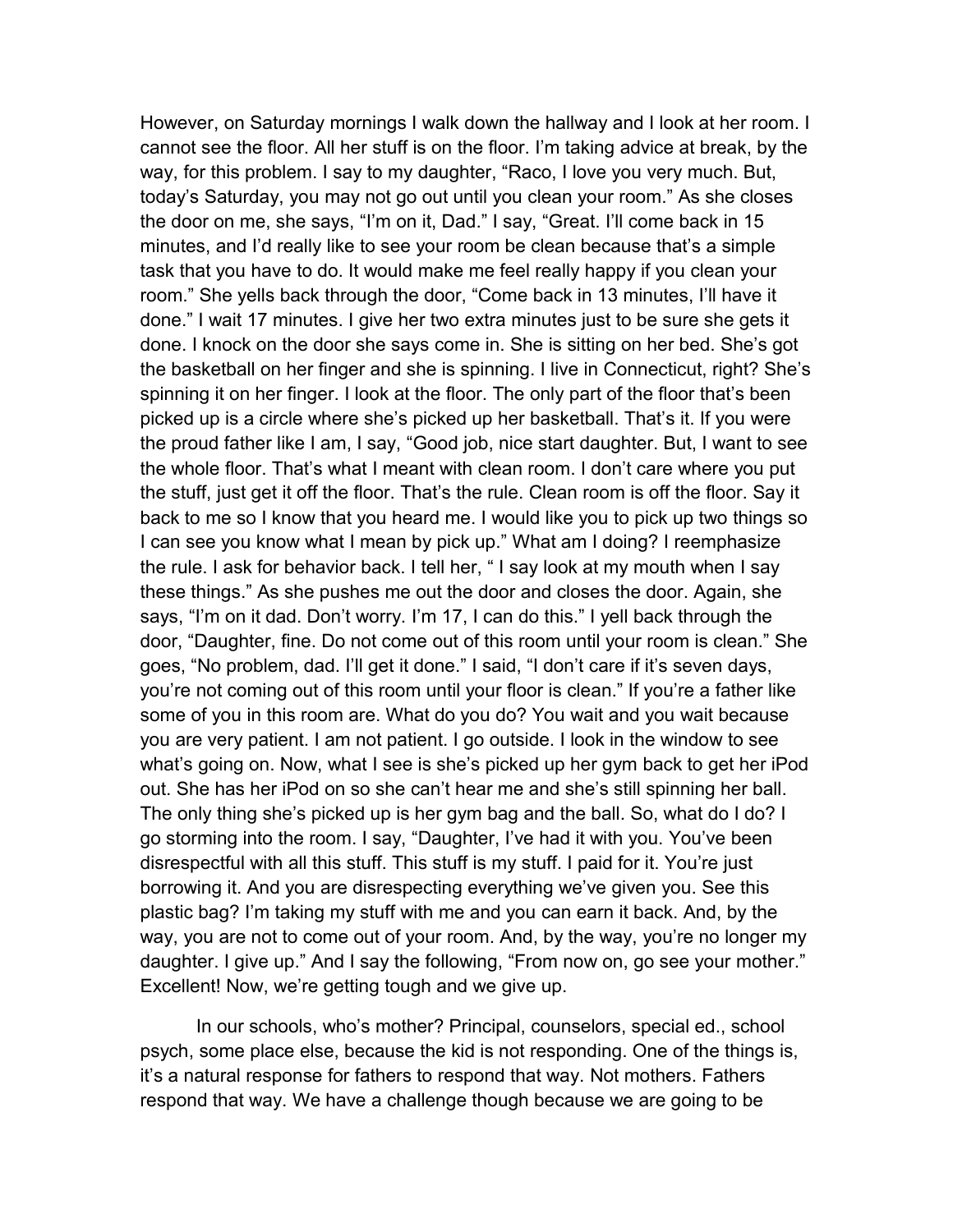However, on Saturday mornings I walk down the hallway and I look at her room. I cannot see the floor. All her stuff is on the floor. I'm taking advice at break, by the way, for this problem. I say to my daughter, "Raco, I love you very much. But, today's Saturday, you may not go out until you clean your room." As she closes the door on me, she says, "I'm on it, Dad." I say, "Great. I'll come back in 15 minutes, and I'd really like to see your room be clean because that's a simple task that you have to do. It would make me feel really happy if you clean your room." She yells back through the door, "Come back in 13 minutes, I'll have it done." I wait 17 minutes. I give her two extra minutes just to be sure she gets it done. I knock on the door she says come in. She is sitting on her bed. She's got the basketball on her finger and she is spinning. I live in Connecticut, right? She's spinning it on her finger. I look at the floor. The only part of the floor that's been picked up is a circle where she's picked up her basketball. That's it. If you were the proud father like I am, I say, "Good job, nice start daughter. But, I want to see the whole floor. That's what I meant with clean room. I don't care where you put the stuff, just get it off the floor. That's the rule. Clean room is off the floor. Say it back to me so I know that you heard me. I would like you to pick up two things so I can see you know what I mean by pick up." What am I doing? I reemphasize the rule. I ask for behavior back. I tell her, " I say look at my mouth when I say these things." As she pushes me out the door and closes the door. Again, she says, "I'm on it dad. Don't worry. I'm 17, I can do this." I yell back through the door, "Daughter, fine. Do not come out of this room until your room is clean." She goes, "No problem, dad. I'll get it done." I said, "I don't care if it's seven days, you're not coming out of this room until your floor is clean." If you're a father like some of you in this room are. What do you do? You wait and you wait because you are very patient. I am not patient. I go outside. I look in the window to see what's going on. Now, what I see is she's picked up her gym back to get her iPod out. She has her iPod on so she can't hear me and she's still spinning her ball. The only thing she's picked up is her gym bag and the ball. So, what do I do? I go storming into the room. I say, "Daughter, I've had it with you. You've been disrespectful with all this stuff. This stuff is my stuff. I paid for it. You're just borrowing it. And you are disrespecting everything we've given you. See this plastic bag? I'm taking my stuff with me and you can earn it back. And, by the way, you are not to come out of your room. And, by the way, you're no longer my daughter. I give up." And I say the following, "From now on, go see your mother." Excellent! Now, we're getting tough and we give up.

In our schools, who's mother? Principal, counselors, special ed., school psych, some place else, because the kid is not responding. One of the things is, it's a natural response for fathers to respond that way. Not mothers. Fathers respond that way. We have a challenge though because we are going to be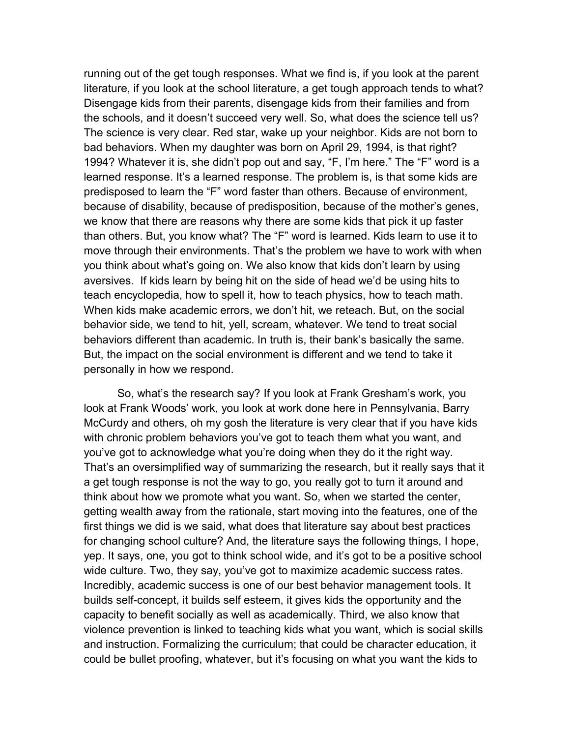running out of the get tough responses. What we find is, if you look at the parent literature, if you look at the school literature, a get tough approach tends to what? Disengage kids from their parents, disengage kids from their families and from the schools, and it doesn't succeed very well. So, what does the science tell us? The science is very clear. Red star, wake up your neighbor. Kids are not born to bad behaviors. When my daughter was born on April 29, 1994, is that right? 1994? Whatever it is, she didn't pop out and say, "F, I'm here." The "F" word is a learned response. It's a learned response. The problem is, is that some kids are predisposed to learn the "F" word faster than others. Because of environment, because of disability, because of predisposition, because of the mother's genes, we know that there are reasons why there are some kids that pick it up faster than others. But, you know what? The "F" word is learned. Kids learn to use it to move through their environments. That's the problem we have to work with when you think about what's going on. We also know that kids don't learn by using aversives. If kids learn by being hit on the side of head we'd be using hits to teach encyclopedia, how to spell it, how to teach physics, how to teach math. When kids make academic errors, we don't hit, we reteach. But, on the social behavior side, we tend to hit, yell, scream, whatever. We tend to treat social behaviors different than academic. In truth is, their bank's basically the same. But, the impact on the social environment is different and we tend to take it personally in how we respond.

So, what's the research say? If you look at Frank Gresham's work, you look at Frank Woods' work, you look at work done here in Pennsylvania, Barry McCurdy and others, oh my gosh the literature is very clear that if you have kids with chronic problem behaviors you've got to teach them what you want, and you've got to acknowledge what you're doing when they do it the right way. That's an oversimplified way of summarizing the research, but it really says that it a get tough response is not the way to go, you really got to turn it around and think about how we promote what you want. So, when we started the center, getting wealth away from the rationale, start moving into the features, one of the first things we did is we said, what does that literature say about best practices for changing school culture? And, the literature says the following things, I hope, yep. It says, one, you got to think school wide, and it's got to be a positive school wide culture. Two, they say, you've got to maximize academic success rates. Incredibly, academic success is one of our best behavior management tools. It builds self-concept, it builds self esteem, it gives kids the opportunity and the capacity to benefit socially as well as academically. Third, we also know that violence prevention is linked to teaching kids what you want, which is social skills and instruction. Formalizing the curriculum; that could be character education, it could be bullet proofing, whatever, but it's focusing on what you want the kids to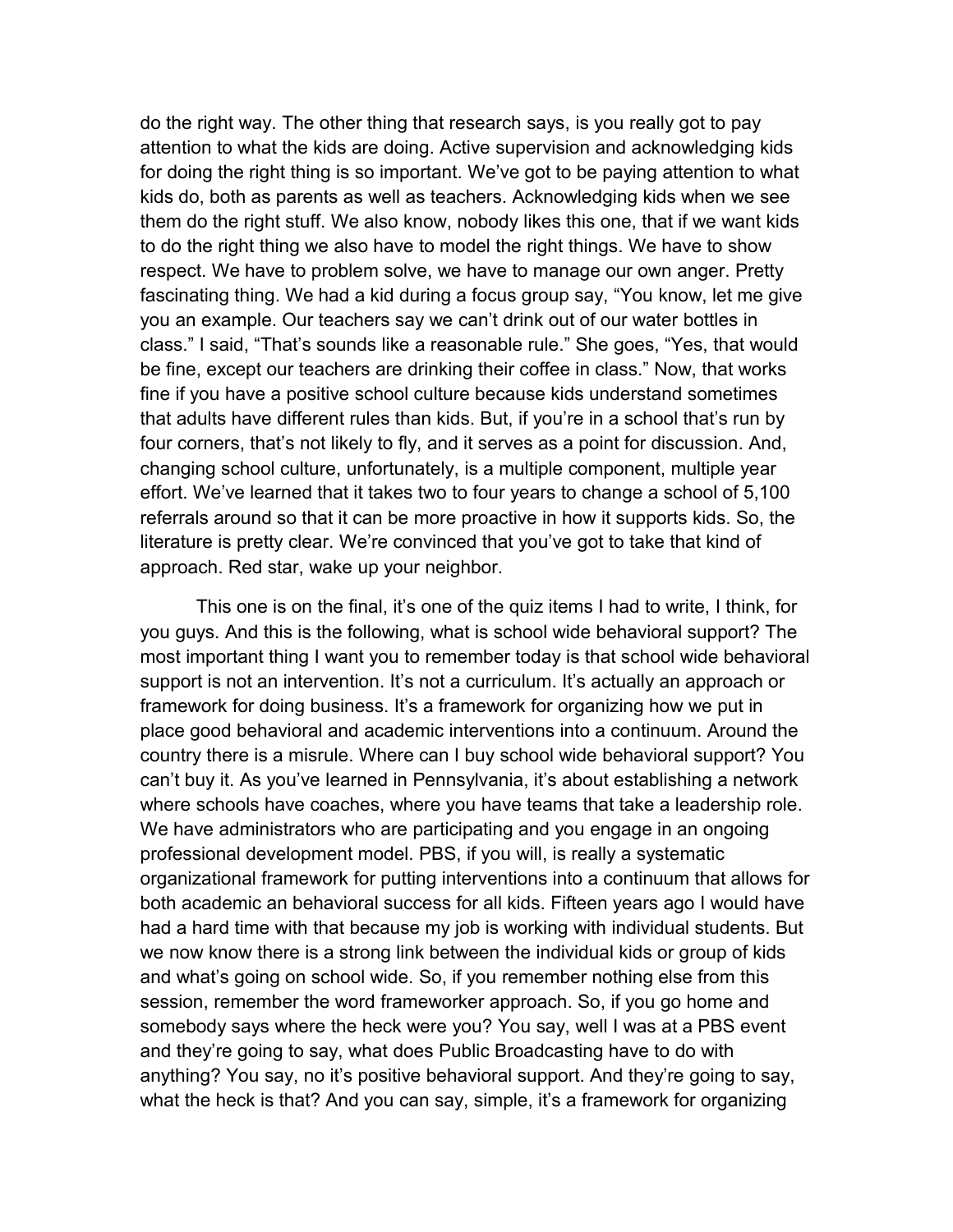do the right way. The other thing that research says, is you really got to pay attention to what the kids are doing. Active supervision and acknowledging kids for doing the right thing is so important. We've got to be paying attention to what kids do, both as parents as well as teachers. Acknowledging kids when we see them do the right stuff. We also know, nobody likes this one, that if we want kids to do the right thing we also have to model the right things. We have to show respect. We have to problem solve, we have to manage our own anger. Pretty fascinating thing. We had a kid during a focus group say, "You know, let me give you an example. Our teachers say we can't drink out of our water bottles in class." I said, "That's sounds like a reasonable rule." She goes, "Yes, that would be fine, except our teachers are drinking their coffee in class." Now, that works fine if you have a positive school culture because kids understand sometimes that adults have different rules than kids. But, if you're in a school that's run by four corners, that's not likely to fly, and it serves as a point for discussion. And, changing school culture, unfortunately, is a multiple component, multiple year effort. We've learned that it takes two to four years to change a school of 5,100 referrals around so that it can be more proactive in how it supports kids. So, the literature is pretty clear. We're convinced that you've got to take that kind of approach. Red star, wake up your neighbor.

This one is on the final, it's one of the quiz items I had to write, I think, for you guys. And this is the following, what is school wide behavioral support? The most important thing I want you to remember today is that school wide behavioral support is not an intervention. It's not a curriculum. It's actually an approach or framework for doing business. It's a framework for organizing how we put in place good behavioral and academic interventions into a continuum. Around the country there is a misrule. Where can I buy school wide behavioral support? You can't buy it. As you've learned in Pennsylvania, it's about establishing a network where schools have coaches, where you have teams that take a leadership role. We have administrators who are participating and you engage in an ongoing professional development model. PBS, if you will, is really a systematic organizational framework for putting interventions into a continuum that allows for both academic an behavioral success for all kids. Fifteen years ago I would have had a hard time with that because my job is working with individual students. But we now know there is a strong link between the individual kids or group of kids and what's going on school wide. So, if you remember nothing else from this session, remember the word frameworker approach. So, if you go home and somebody says where the heck were you? You say, well I was at a PBS event and they're going to say, what does Public Broadcasting have to do with anything? You say, no it's positive behavioral support. And they're going to say, what the heck is that? And you can say, simple, it's a framework for organizing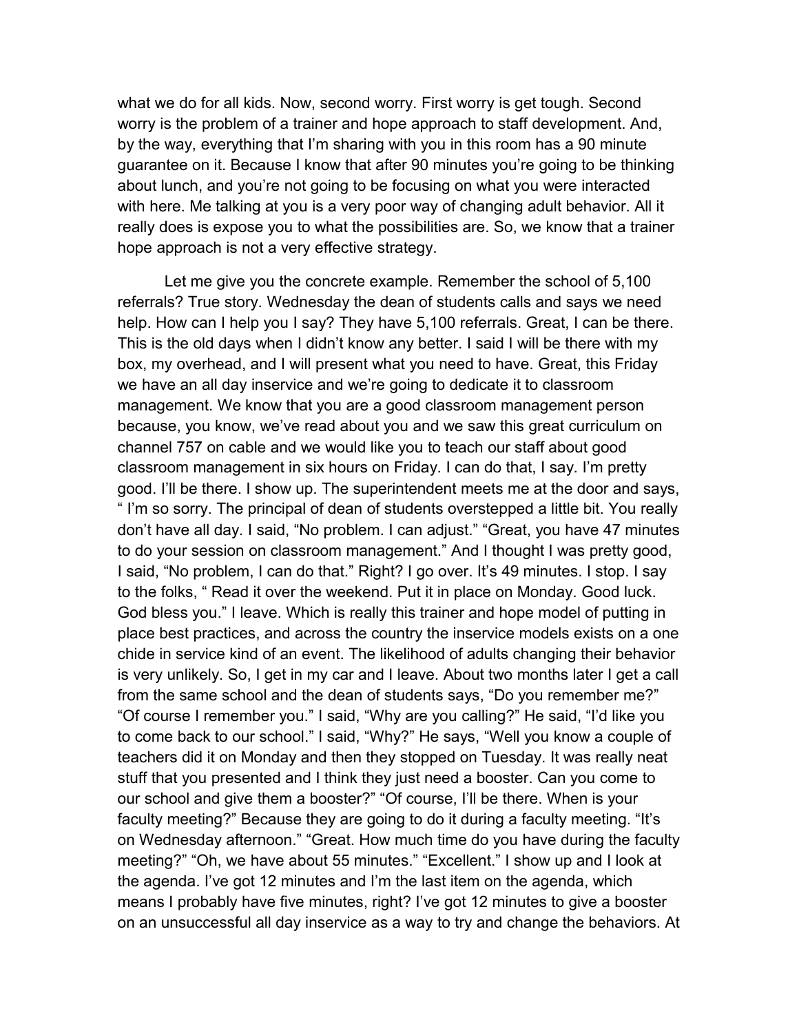what we do for all kids. Now, second worry. First worry is get tough. Second worry is the problem of a trainer and hope approach to staff development. And, by the way, everything that I'm sharing with you in this room has a 90 minute guarantee on it. Because I know that after 90 minutes you're going to be thinking about lunch, and you're not going to be focusing on what you were interacted with here. Me talking at you is a very poor way of changing adult behavior. All it really does is expose you to what the possibilities are. So, we know that a trainer hope approach is not a very effective strategy.

Let me give you the concrete example. Remember the school of 5,100 referrals? True story. Wednesday the dean of students calls and says we need help. How can I help you I say? They have 5,100 referrals. Great, I can be there. This is the old days when I didn't know any better. I said I will be there with my box, my overhead, and I will present what you need to have. Great, this Friday we have an all day inservice and we're going to dedicate it to classroom management. We know that you are a good classroom management person because, you know, we've read about you and we saw this great curriculum on channel 757 on cable and we would like you to teach our staff about good classroom management in six hours on Friday. I can do that, I say. I'm pretty good. I'll be there. I show up. The superintendent meets me at the door and says, " I'm so sorry. The principal of dean of students overstepped a little bit. You really don't have all day. I said, "No problem. I can adjust." "Great, you have 47 minutes to do your session on classroom management." And I thought I was pretty good, I said, "No problem, I can do that." Right? I go over. It's 49 minutes. I stop. I say to the folks, " Read it over the weekend. Put it in place on Monday. Good luck. God bless you." I leave. Which is really this trainer and hope model of putting in place best practices, and across the country the inservice models exists on a one chide in service kind of an event. The likelihood of adults changing their behavior is very unlikely. So, I get in my car and I leave. About two months later I get a call from the same school and the dean of students says, "Do you remember me?" "Of course I remember you." I said, "Why are you calling?" He said, "I'd like you to come back to our school." I said, "Why?" He says, "Well you know a couple of teachers did it on Monday and then they stopped on Tuesday. It was really neat stuff that you presented and I think they just need a booster. Can you come to our school and give them a booster?" "Of course, I'll be there. When is your faculty meeting?" Because they are going to do it during a faculty meeting. "It's on Wednesday afternoon." "Great. How much time do you have during the faculty meeting?" "Oh, we have about 55 minutes." "Excellent." I show up and I look at the agenda. I've got 12 minutes and I'm the last item on the agenda, which means I probably have five minutes, right? I've got 12 minutes to give a booster on an unsuccessful all day inservice as a way to try and change the behaviors. At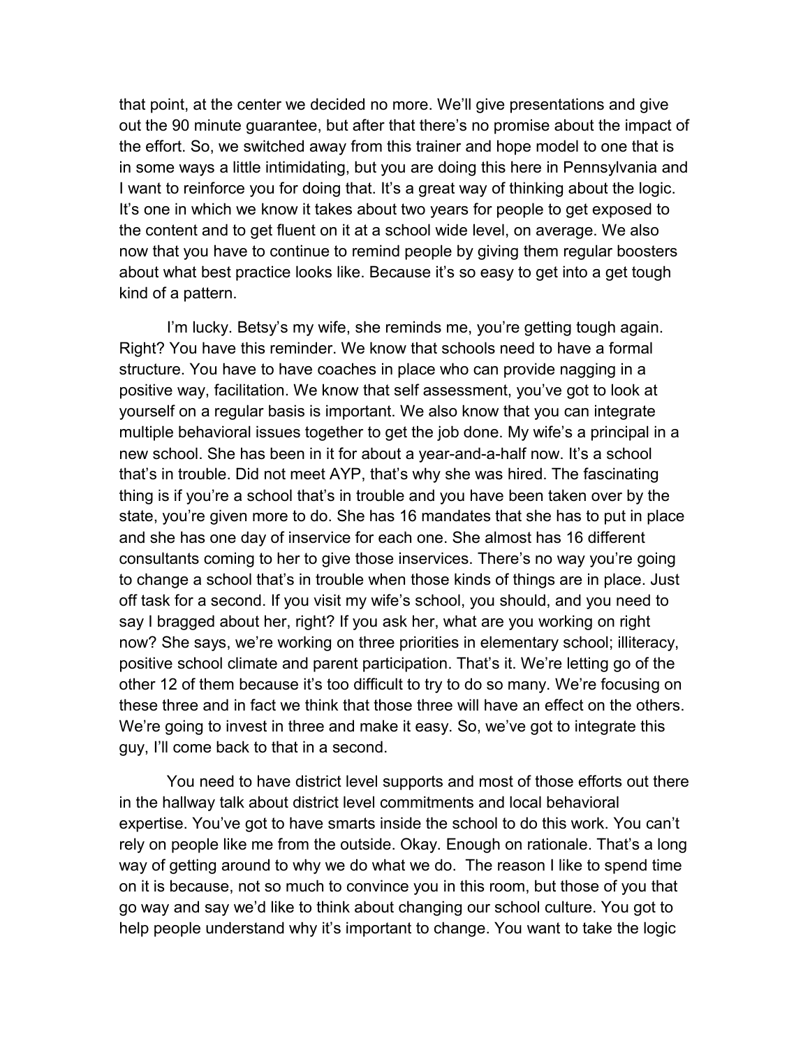that point, at the center we decided no more. We'll give presentations and give out the 90 minute guarantee, but after that there's no promise about the impact of the effort. So, we switched away from this trainer and hope model to one that is in some ways a little intimidating, but you are doing this here in Pennsylvania and I want to reinforce you for doing that. It's a great way of thinking about the logic. It's one in which we know it takes about two years for people to get exposed to the content and to get fluent on it at a school wide level, on average. We also now that you have to continue to remind people by giving them regular boosters about what best practice looks like. Because it's so easy to get into a get tough kind of a pattern.

I'm lucky. Betsy's my wife, she reminds me, you're getting tough again. Right? You have this reminder. We know that schools need to have a formal structure. You have to have coaches in place who can provide nagging in a positive way, facilitation. We know that self assessment, you've got to look at yourself on a regular basis is important. We also know that you can integrate multiple behavioral issues together to get the job done. My wife's a principal in a new school. She has been in it for about a year-and-a-half now. It's a school that's in trouble. Did not meet AYP, that's why she was hired. The fascinating thing is if you're a school that's in trouble and you have been taken over by the state, you're given more to do. She has 16 mandates that she has to put in place and she has one day of inservice for each one. She almost has 16 different consultants coming to her to give those inservices. There's no way you're going to change a school that's in trouble when those kinds of things are in place. Just off task for a second. If you visit my wife's school, you should, and you need to say I bragged about her, right? If you ask her, what are you working on right now? She says, we're working on three priorities in elementary school; illiteracy, positive school climate and parent participation. That's it. We're letting go of the other 12 of them because it's too difficult to try to do so many. We're focusing on these three and in fact we think that those three will have an effect on the others. We're going to invest in three and make it easy. So, we've got to integrate this guy, I'll come back to that in a second.

You need to have district level supports and most of those efforts out there in the hallway talk about district level commitments and local behavioral expertise. You've got to have smarts inside the school to do this work. You can't rely on people like me from the outside. Okay. Enough on rationale. That's a long way of getting around to why we do what we do. The reason I like to spend time on it is because, not so much to convince you in this room, but those of you that go way and say we'd like to think about changing our school culture. You got to help people understand why it's important to change. You want to take the logic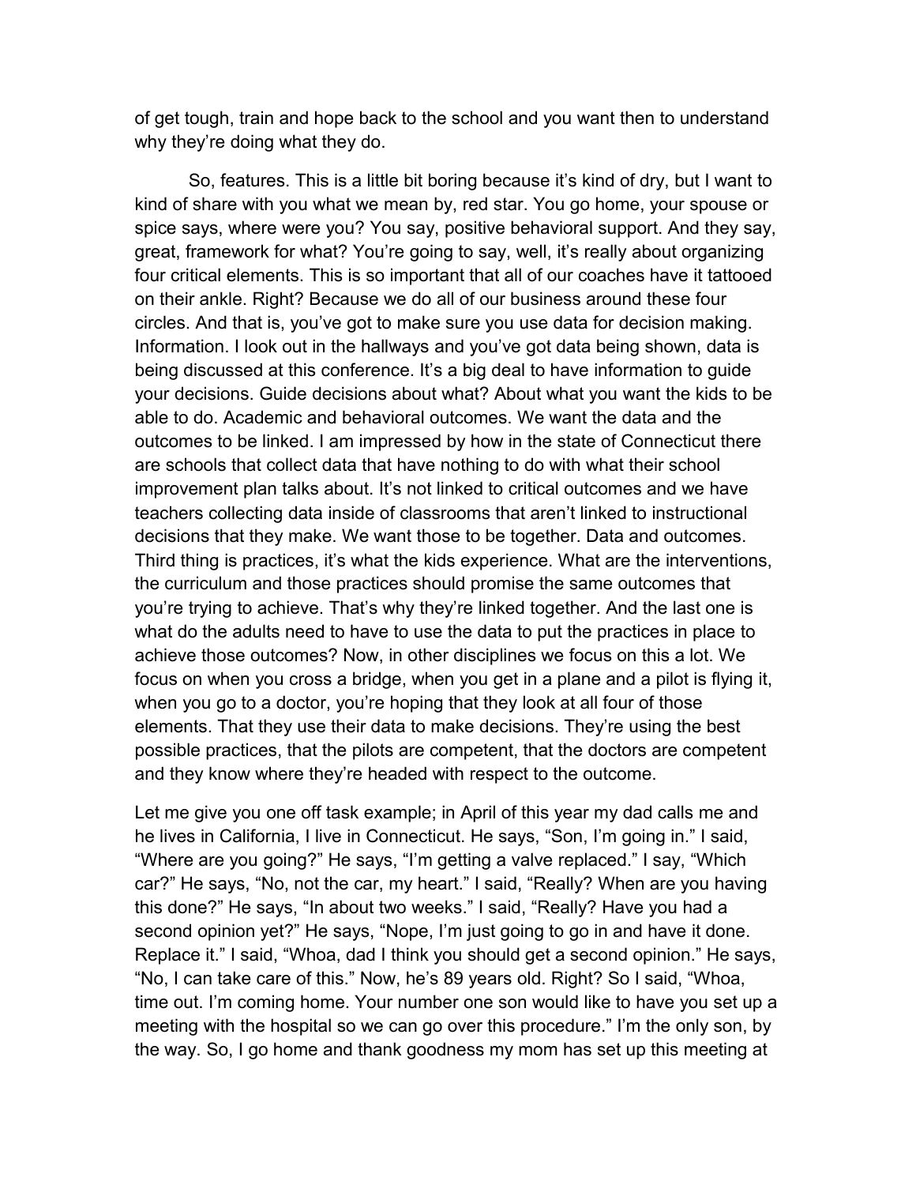of get tough, train and hope back to the school and you want then to understand why they're doing what they do.

So, features. This is a little bit boring because it's kind of dry, but I want to kind of share with you what we mean by, red star. You go home, your spouse or spice says, where were you? You say, positive behavioral support. And they say, great, framework for what? You're going to say, well, it's really about organizing four critical elements. This is so important that all of our coaches have it tattooed on their ankle. Right? Because we do all of our business around these four circles. And that is, you've got to make sure you use data for decision making. Information. I look out in the hallways and you've got data being shown, data is being discussed at this conference. It's a big deal to have information to guide your decisions. Guide decisions about what? About what you want the kids to be able to do. Academic and behavioral outcomes. We want the data and the outcomes to be linked. I am impressed by how in the state of Connecticut there are schools that collect data that have nothing to do with what their school improvement plan talks about. It's not linked to critical outcomes and we have teachers collecting data inside of classrooms that aren't linked to instructional decisions that they make. We want those to be together. Data and outcomes. Third thing is practices, it's what the kids experience. What are the interventions, the curriculum and those practices should promise the same outcomes that you're trying to achieve. That's why they're linked together. And the last one is what do the adults need to have to use the data to put the practices in place to achieve those outcomes? Now, in other disciplines we focus on this a lot. We focus on when you cross a bridge, when you get in a plane and a pilot is flying it, when you go to a doctor, you're hoping that they look at all four of those elements. That they use their data to make decisions. They're using the best possible practices, that the pilots are competent, that the doctors are competent and they know where they're headed with respect to the outcome.

Let me give you one off task example; in April of this year my dad calls me and he lives in California, I live in Connecticut. He says, "Son, I'm going in." I said, "Where are you going?" He says, "I'm getting a valve replaced." I say, "Which car?" He says, "No, not the car, my heart." I said, "Really? When are you having this done?" He says, "In about two weeks." I said, "Really? Have you had a second opinion yet?" He says, "Nope, I'm just going to go in and have it done. Replace it." I said, "Whoa, dad I think you should get a second opinion." He says, "No, I can take care of this." Now, he's 89 years old. Right? So I said, "Whoa, time out. I'm coming home. Your number one son would like to have you set up a meeting with the hospital so we can go over this procedure." I'm the only son, by the way. So, I go home and thank goodness my mom has set up this meeting at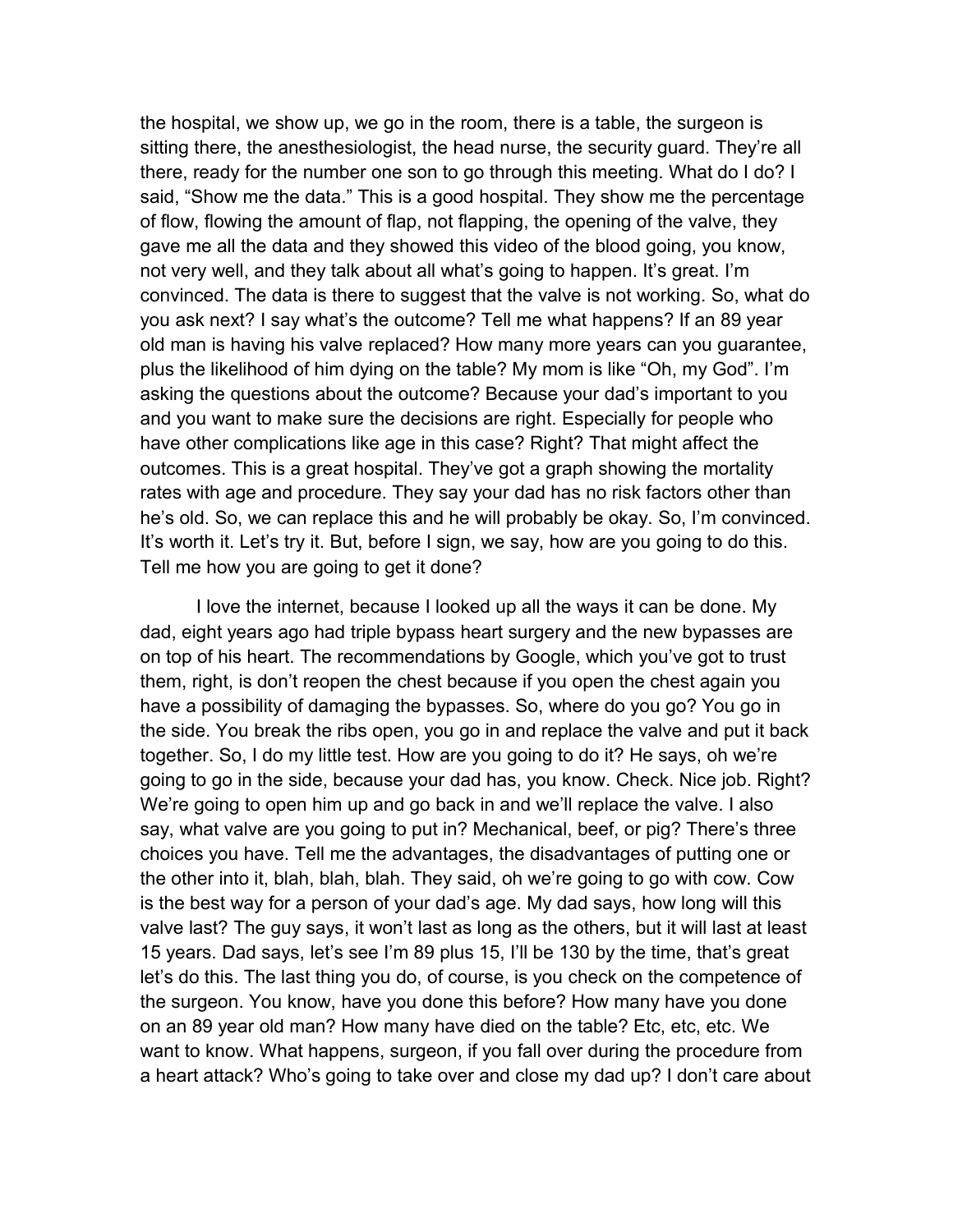the hospital, we show up, we go in the room, there is a table, the surgeon is sitting there, the anesthesiologist, the head nurse, the security guard. They're all there, ready for the number one son to go through this meeting. What do I do? I said, "Show me the data." This is a good hospital. They show me the percentage of flow, flowing the amount of flap, not flapping, the opening of the valve, they gave me all the data and they showed this video of the blood going, you know, not very well, and they talk about all what's going to happen. It's great. I'm convinced. The data is there to suggest that the valve is not working. So, what do you ask next? I say what's the outcome? Tell me what happens? If an 89 year old man is having his valve replaced? How many more years can you guarantee, plus the likelihood of him dying on the table? My mom is like "Oh, my God". I'm asking the questions about the outcome? Because your dad's important to you and you want to make sure the decisions are right. Especially for people who have other complications like age in this case? Right? That might affect the outcomes. This is a great hospital. They've got a graph showing the mortality rates with age and procedure. They say your dad has no risk factors other than he's old. So, we can replace this and he will probably be okay. So, I'm convinced. It's worth it. Let's try it. But, before I sign, we say, how are you going to do this. Tell me how you are going to get it done?

I love the internet, because I looked up all the ways it can be done. My dad, eight years ago had triple bypass heart surgery and the new bypasses are on top of his heart. The recommendations by Google, which you've got to trust them, right, is don't reopen the chest because if you open the chest again you have a possibility of damaging the bypasses. So, where do you go? You go in the side. You break the ribs open, you go in and replace the valve and put it back together. So, I do my little test. How are you going to do it? He says, oh we're going to go in the side, because your dad has, you know. Check. Nice job. Right? We're going to open him up and go back in and we'll replace the valve. I also say, what valve are you going to put in? Mechanical, beef, or pig? There's three choices you have. Tell me the advantages, the disadvantages of putting one or the other into it, blah, blah, blah. They said, oh we're going to go with cow. Cow is the best way for a person of your dad's age. My dad says, how long will this valve last? The guy says, it won't last as long as the others, but it will last at least 15 years. Dad says, let's see I'm 89 plus 15, I'll be 130 by the time, that's great let's do this. The last thing you do, of course, is you check on the competence of the surgeon. You know, have you done this before? How many have you done on an 89 year old man? How many have died on the table? Etc, etc, etc. We want to know. What happens, surgeon, if you fall over during the procedure from a heart attack? Who's going to take over and close my dad up? I don't care about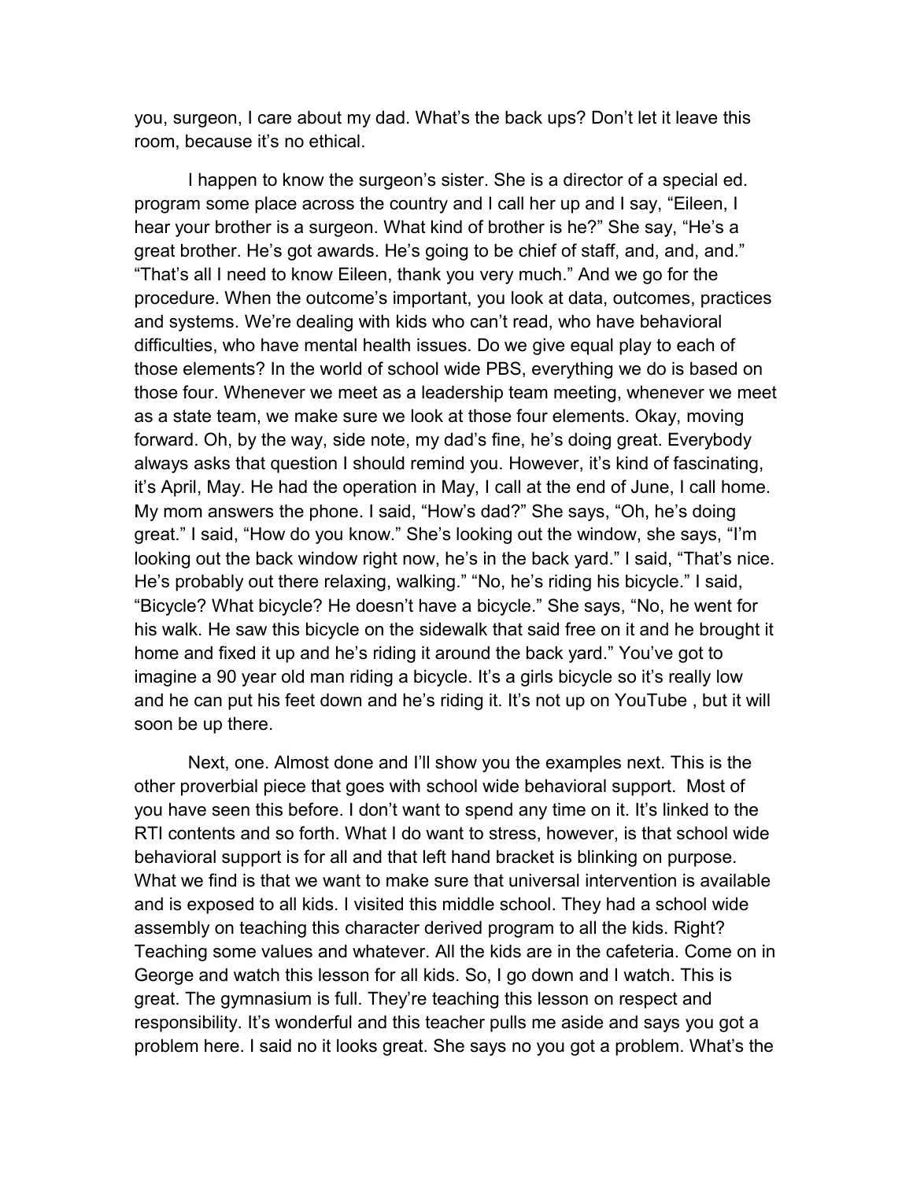you, surgeon, I care about my dad. What's the back ups? Don't let it leave this room, because it's no ethical.

I happen to know the surgeon's sister. She is a director of a special ed. program some place across the country and I call her up and I say, "Eileen, I hear your brother is a surgeon. What kind of brother is he?" She say, "He's a great brother. He's got awards. He's going to be chief of staff, and, and, and." "That's all I need to know Eileen, thank you very much." And we go for the procedure. When the outcome's important, you look at data, outcomes, practices and systems. We're dealing with kids who can't read, who have behavioral difficulties, who have mental health issues. Do we give equal play to each of those elements? In the world of school wide PBS, everything we do is based on those four. Whenever we meet as a leadership team meeting, whenever we meet as a state team, we make sure we look at those four elements. Okay, moving forward. Oh, by the way, side note, my dad's fine, he's doing great. Everybody always asks that question I should remind you. However, it's kind of fascinating, it's April, May. He had the operation in May, I call at the end of June, I call home. My mom answers the phone. I said, "How's dad?" She says, "Oh, he's doing great." I said, "How do you know." She's looking out the window, she says, "I'm looking out the back window right now, he's in the back yard." I said, "That's nice. He's probably out there relaxing, walking." "No, he's riding his bicycle." I said, "Bicycle? What bicycle? He doesn't have a bicycle." She says, "No, he went for his walk. He saw this bicycle on the sidewalk that said free on it and he brought it home and fixed it up and he's riding it around the back yard." You've got to imagine a 90 year old man riding a bicycle. It's a girls bicycle so it's really low and he can put his feet down and he's riding it. It's not up on YouTube , but it will soon be up there.

Next, one. Almost done and I'll show you the examples next. This is the other proverbial piece that goes with school wide behavioral support. Most of you have seen this before. I don't want to spend any time on it. It's linked to the RTI contents and so forth. What I do want to stress, however, is that school wide behavioral support is for all and that left hand bracket is blinking on purpose. What we find is that we want to make sure that universal intervention is available and is exposed to all kids. I visited this middle school. They had a school wide assembly on teaching this character derived program to all the kids. Right? Teaching some values and whatever. All the kids are in the cafeteria. Come on in George and watch this lesson for all kids. So, I go down and I watch. This is great. The gymnasium is full. They're teaching this lesson on respect and responsibility. It's wonderful and this teacher pulls me aside and says you got a problem here. I said no it looks great. She says no you got a problem. What's the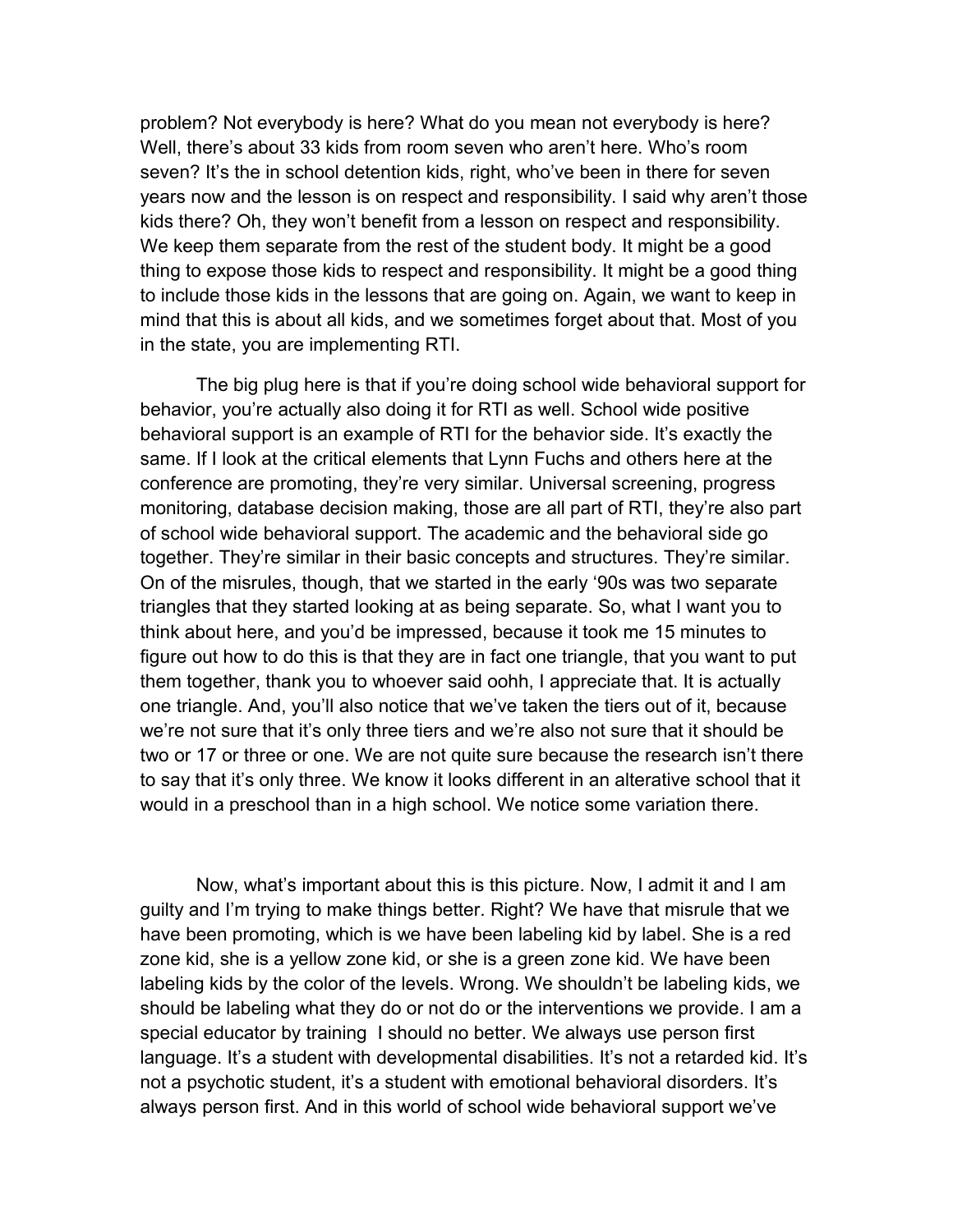problem? Not everybody is here? What do you mean not everybody is here? Well, there's about 33 kids from room seven who aren't here. Who's room seven? It's the in school detention kids, right, who've been in there for seven years now and the lesson is on respect and responsibility. I said why aren't those kids there? Oh, they won't benefit from a lesson on respect and responsibility. We keep them separate from the rest of the student body. It might be a good thing to expose those kids to respect and responsibility. It might be a good thing to include those kids in the lessons that are going on. Again, we want to keep in mind that this is about all kids, and we sometimes forget about that. Most of you in the state, you are implementing RTI.

The big plug here is that if you're doing school wide behavioral support for behavior, you're actually also doing it for RTI as well. School wide positive behavioral support is an example of RTI for the behavior side. It's exactly the same. If I look at the critical elements that Lynn Fuchs and others here at the conference are promoting, they're very similar. Universal screening, progress monitoring, database decision making, those are all part of RTI, they're also part of school wide behavioral support. The academic and the behavioral side go together. They're similar in their basic concepts and structures. They're similar. On of the misrules, though, that we started in the early '90s was two separate triangles that they started looking at as being separate. So, what I want you to think about here, and you'd be impressed, because it took me 15 minutes to figure out how to do this is that they are in fact one triangle, that you want to put them together, thank you to whoever said oohh, I appreciate that. It is actually one triangle. And, you'll also notice that we've taken the tiers out of it, because we're not sure that it's only three tiers and we're also not sure that it should be two or 17 or three or one. We are not quite sure because the research isn't there to say that it's only three. We know it looks different in an alterative school that it would in a preschool than in a high school. We notice some variation there.

Now, what's important about this is this picture. Now, I admit it and I am guilty and I'm trying to make things better. Right? We have that misrule that we have been promoting, which is we have been labeling kid by label. She is a red zone kid, she is a yellow zone kid, or she is a green zone kid. We have been labeling kids by the color of the levels. Wrong. We shouldn't be labeling kids, we should be labeling what they do or not do or the interventions we provide. I am a special educator by training I should no better. We always use person first language. It's a student with developmental disabilities. It's not a retarded kid. It's not a psychotic student, it's a student with emotional behavioral disorders. It's always person first. And in this world of school wide behavioral support we've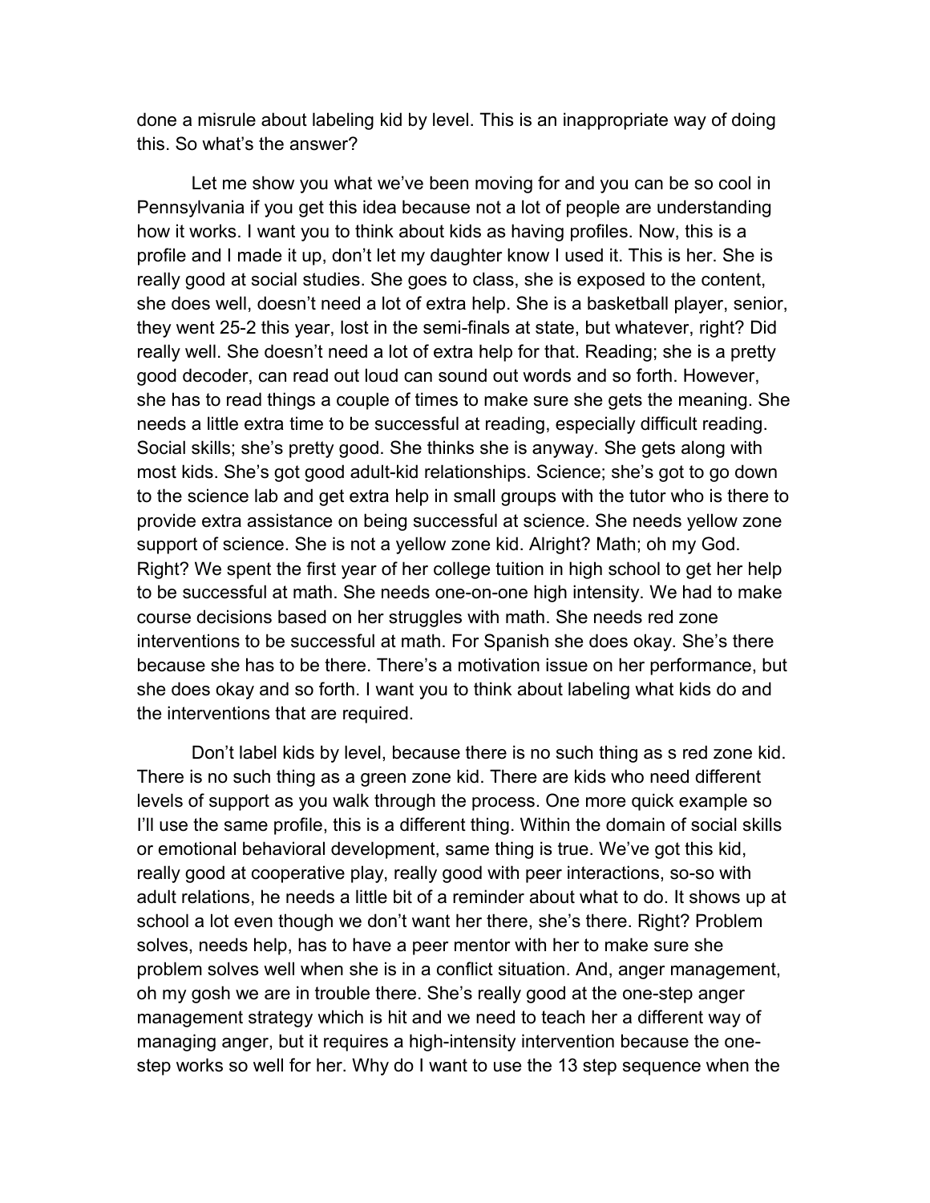done a misrule about labeling kid by level. This is an inappropriate way of doing this. So what's the answer?

Let me show you what we've been moving for and you can be so cool in Pennsylvania if you get this idea because not a lot of people are understanding how it works. I want you to think about kids as having profiles. Now, this is a profile and I made it up, don't let my daughter know I used it. This is her. She is really good at social studies. She goes to class, she is exposed to the content, she does well, doesn't need a lot of extra help. She is a basketball player, senior, they went 25-2 this year, lost in the semi-finals at state, but whatever, right? Did really well. She doesn't need a lot of extra help for that. Reading; she is a pretty good decoder, can read out loud can sound out words and so forth. However, she has to read things a couple of times to make sure she gets the meaning. She needs a little extra time to be successful at reading, especially difficult reading. Social skills; she's pretty good. She thinks she is anyway. She gets along with most kids. She's got good adult-kid relationships. Science; she's got to go down to the science lab and get extra help in small groups with the tutor who is there to provide extra assistance on being successful at science. She needs yellow zone support of science. She is not a yellow zone kid. Alright? Math; oh my God. Right? We spent the first year of her college tuition in high school to get her help to be successful at math. She needs one-on-one high intensity. We had to make course decisions based on her struggles with math. She needs red zone interventions to be successful at math. For Spanish she does okay. She's there because she has to be there. There's a motivation issue on her performance, but she does okay and so forth. I want you to think about labeling what kids do and the interventions that are required.

Don't label kids by level, because there is no such thing as s red zone kid. There is no such thing as a green zone kid. There are kids who need different levels of support as you walk through the process. One more quick example so I'll use the same profile, this is a different thing. Within the domain of social skills or emotional behavioral development, same thing is true. We've got this kid, really good at cooperative play, really good with peer interactions, so-so with adult relations, he needs a little bit of a reminder about what to do. It shows up at school a lot even though we don't want her there, she's there. Right? Problem solves, needs help, has to have a peer mentor with her to make sure she problem solves well when she is in a conflict situation. And, anger management, oh my gosh we are in trouble there. She's really good at the one-step anger management strategy which is hit and we need to teach her a different way of managing anger, but it requires a high-intensity intervention because the one-step works so well for her. Why do I want to use the 13 step sequence when the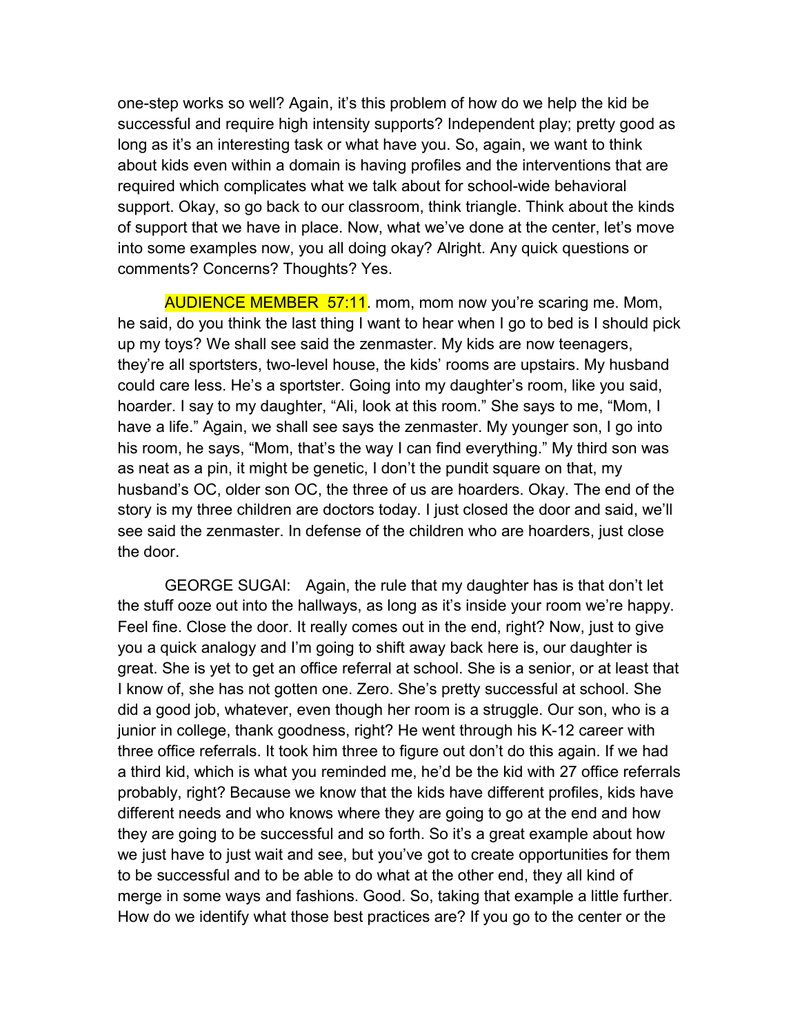one-step works so well? Again, it's this problem of how do we help the kid be successful and require high intensity supports? Independent play; pretty good as long as it's an interesting task or what have you. So, again, we want to think about kids even within a domain is having profiles and the interventions that are required which complicates what we talk about for school-wide behavioral support. Okay, so go back to our classroom, think triangle. Think about the kinds of support that we have in place. Now, what we've done at the center, let's move into some examples now, you all doing okay? Alright. Any quick questions or comments? Concerns? Thoughts? Yes.

AUDIENCE MEMBER 57:11. mom, mom now you're scaring me. Mom, he said, do you think the last thing I want to hear when I go to bed is I should pick up my toys? We shall see said the zenmaster. My kids are now teenagers, they're all sportsters, two-level house, the kids' rooms are upstairs. My husband could care less. He's a sportster. Going into my daughter's room, like you said, hoarder. I say to my daughter, "Ali, look at this room." She says to me, "Mom, I have a life." Again, we shall see says the zenmaster. My younger son, I go into his room, he says, "Mom, that's the way I can find everything." My third son was as neat as a pin, it might be genetic, I don't the pundit square on that, my husband's OC, older son OC, the three of us are hoarders. Okay. The end of the story is my three children are doctors today. I just closed the door and said, we'll see said the zenmaster. In defense of the children who are hoarders, just close the door.

GEORGE SUGAI: Again, the rule that my daughter has is that don't let the stuff ooze out into the hallways, as long as it's inside your room we're happy. Feel fine. Close the door. It really comes out in the end, right? Now, just to give you a quick analogy and I'm going to shift away back here is, our daughter is great. She is yet to get an office referral at school. She is a senior, or at least that I know of, she has not gotten one. Zero. She's pretty successful at school. She did a good job, whatever, even though her room is a struggle. Our son, who is a junior in college, thank goodness, right? He went through his K-12 career with three office referrals. It took him three to figure out don't do this again. If we had a third kid, which is what you reminded me, he'd be the kid with 27 office referrals probably, right? Because we know that the kids have different profiles, kids have different needs and who knows where they are going to go at the end and how they are going to be successful and so forth. So it's a great example about how we just have to just wait and see, but you've got to create opportunities for them to be successful and to be able to do what at the other end, they all kind of merge in some ways and fashions. Good. So, taking that example a little further. How do we identify what those best practices are? If you go to the center or the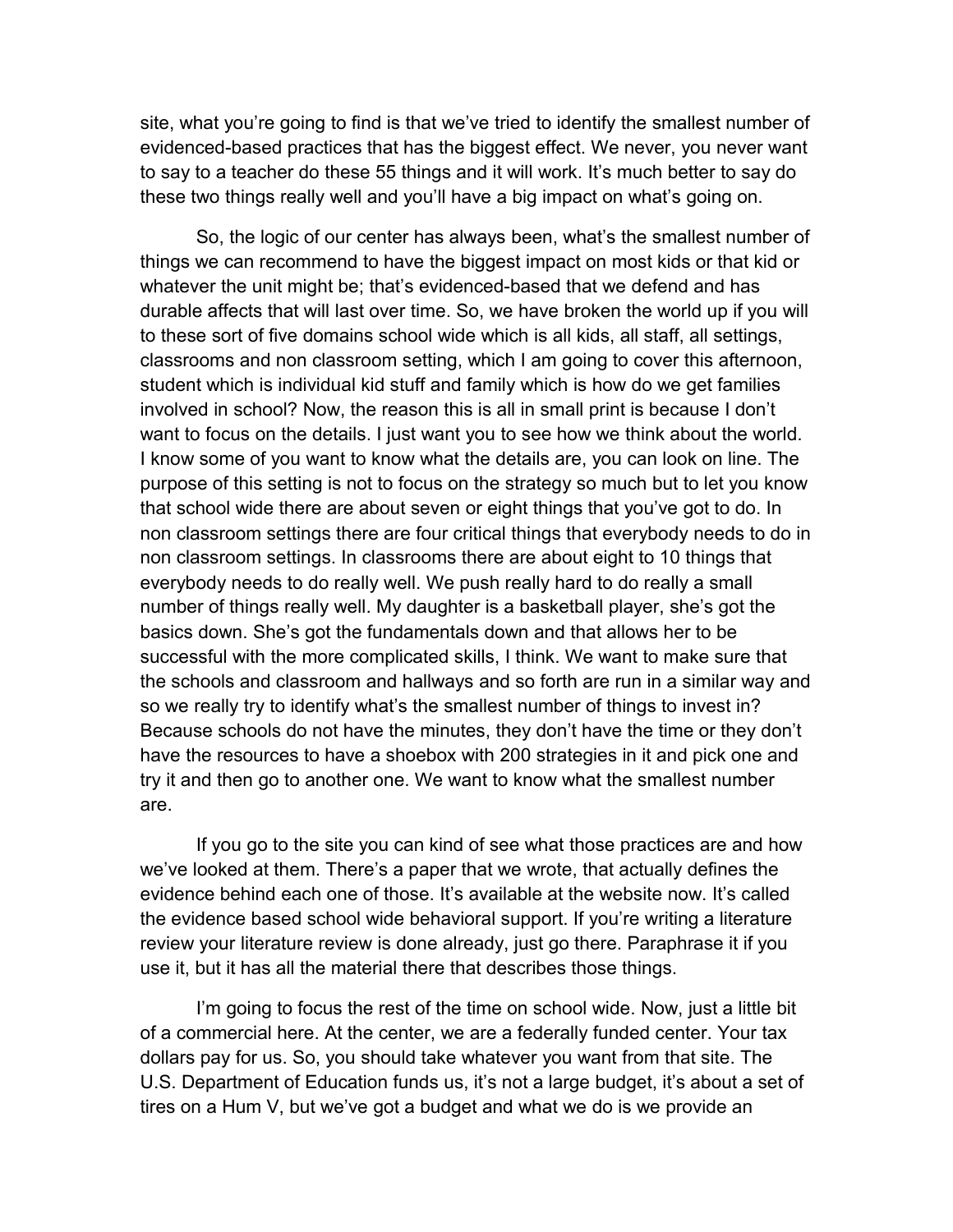site, what you're going to find is that we've tried to identify the smallest number of evidenced-based practices that has the biggest effect. We never, you never want to say to a teacher do these 55 things and it will work. It's much better to say do these two things really well and you'll have a big impact on what's going on.

So, the logic of our center has always been, what's the smallest number of things we can recommend to have the biggest impact on most kids or that kid or whatever the unit might be; that's evidenced-based that we defend and has durable affects that will last over time. So, we have broken the world up if you will to these sort of five domains school wide which is all kids, all staff, all settings, classrooms and non classroom setting, which I am going to cover this afternoon, student which is individual kid stuff and family which is how do we get families involved in school? Now, the reason this is all in small print is because I don't want to focus on the details. I just want you to see how we think about the world. I know some of you want to know what the details are, you can look on line. The purpose of this setting is not to focus on the strategy so much but to let you know that school wide there are about seven or eight things that you've got to do. In non classroom settings there are four critical things that everybody needs to do in non classroom settings. In classrooms there are about eight to 10 things that everybody needs to do really well. We push really hard to do really a small number of things really well. My daughter is a basketball player, she's got the basics down. She's got the fundamentals down and that allows her to be successful with the more complicated skills, I think. We want to make sure that the schools and classroom and hallways and so forth are run in a similar way and so we really try to identify what's the smallest number of things to invest in? Because schools do not have the minutes, they don't have the time or they don't have the resources to have a shoebox with 200 strategies in it and pick one and try it and then go to another one. We want to know what the smallest number are.

If you go to the site you can kind of see what those practices are and how we've looked at them. There's a paper that we wrote, that actually defines the evidence behind each one of those. It's available at the website now. It's called the evidence based school wide behavioral support. If you're writing a literature review your literature review is done already, just go there. Paraphrase it if you use it, but it has all the material there that describes those things.

I'm going to focus the rest of the time on school wide. Now, just a little bit of a commercial here. At the center, we are a federally funded center. Your tax dollars pay for us. So, you should take whatever you want from that site. The U.S. Department of Education funds us, it's not a large budget, it's about a set of tires on a Hum V, but we've got a budget and what we do is we provide an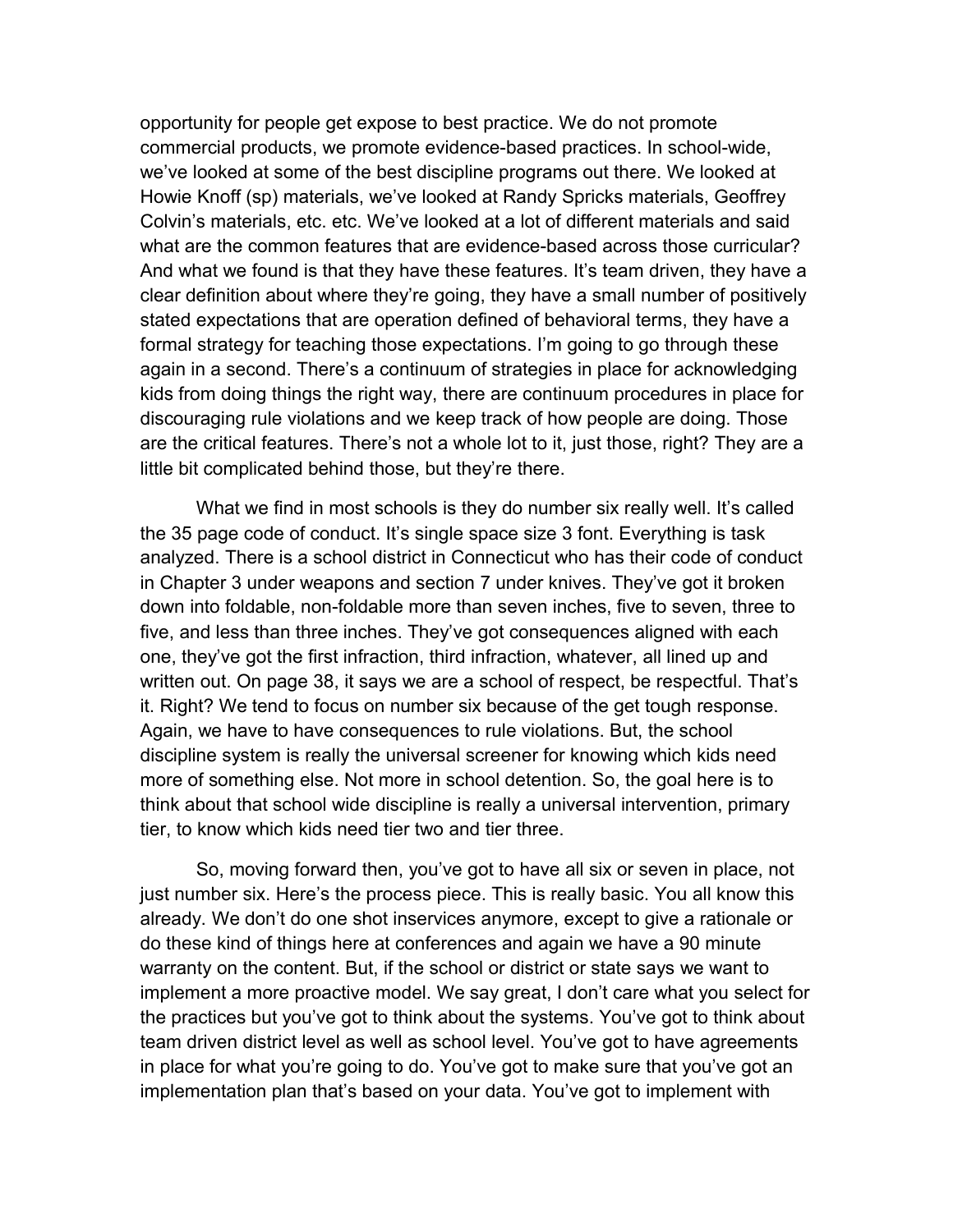opportunity for people get expose to best practice. We do not promote commercial products, we promote evidence-based practices. In school-wide, we've looked at some of the best discipline programs out there. We looked at Howie Knoff (sp) materials, we've looked at Randy Spricks materials, Geoffrey Colvin's materials, etc. etc. We've looked at a lot of different materials and said what are the common features that are evidence-based across those curricular? And what we found is that they have these features. It's team driven, they have a clear definition about where they're going, they have a small number of positively stated expectations that are operation defined of behavioral terms, they have a formal strategy for teaching those expectations. I'm going to go through these again in a second. There's a continuum of strategies in place for acknowledging kids from doing things the right way, there are continuum procedures in place for discouraging rule violations and we keep track of how people are doing. Those are the critical features. There's not a whole lot to it, just those, right? They are a little bit complicated behind those, but they're there.

What we find in most schools is they do number six really well. It's called the 35 page code of conduct. It's single space size 3 font. Everything is task analyzed. There is a school district in Connecticut who has their code of conduct in Chapter 3 under weapons and section 7 under knives. They've got it broken down into foldable, non-foldable more than seven inches, five to seven, three to five, and less than three inches. They've got consequences aligned with each one, they've got the first infraction, third infraction, whatever, all lined up and written out. On page 38, it says we are a school of respect, be respectful. That's it. Right? We tend to focus on number six because of the get tough response. Again, we have to have consequences to rule violations. But, the school discipline system is really the universal screener for knowing which kids need more of something else. Not more in school detention. So, the goal here is to think about that school wide discipline is really a universal intervention, primary tier, to know which kids need tier two and tier three.

So, moving forward then, you've got to have all six or seven in place, not just number six. Here's the process piece. This is really basic. You all know this already. We don't do one shot inservices anymore, except to give a rationale or do these kind of things here at conferences and again we have a 90 minute warranty on the content. But, if the school or district or state says we want to implement a more proactive model. We say great, I don't care what you select for the practices but you've got to think about the systems. You've got to think about team driven district level as well as school level. You've got to have agreements in place for what you're going to do. You've got to make sure that you've got an implementation plan that's based on your data. You've got to implement with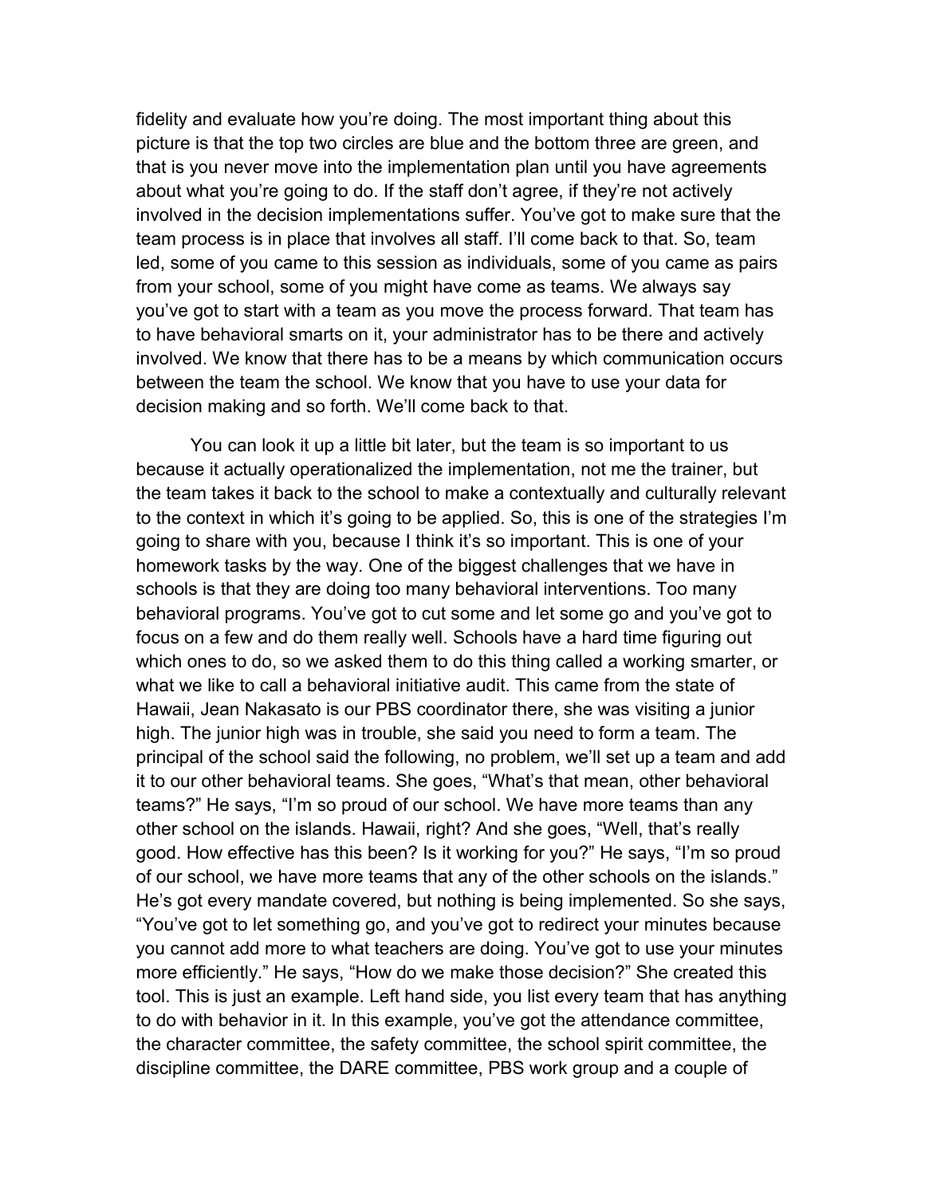fidelity and evaluate how you're doing. The most important thing about this picture is that the top two circles are blue and the bottom three are green, and that is you never move into the implementation plan until you have agreements about what you're going to do. If the staff don't agree, if they're not actively involved in the decision implementations suffer. You've got to make sure that the team process is in place that involves all staff. I'll come back to that. So, team led, some of you came to this session as individuals, some of you came as pairs from your school, some of you might have come as teams. We always say you've got to start with a team as you move the process forward. That team has to have behavioral smarts on it, your administrator has to be there and actively involved. We know that there has to be a means by which communication occurs between the team the school. We know that you have to use your data for decision making and so forth. We'll come back to that.

You can look it up a little bit later, but the team is so important to us because it actually operationalized the implementation, not me the trainer, but the team takes it back to the school to make a contextually and culturally relevant to the context in which it's going to be applied. So, this is one of the strategies I'm going to share with you, because I think it's so important. This is one of your homework tasks by the way. One of the biggest challenges that we have in schools is that they are doing too many behavioral interventions. Too many behavioral programs. You've got to cut some and let some go and you've got to focus on a few and do them really well. Schools have a hard time figuring out which ones to do, so we asked them to do this thing called a working smarter, or what we like to call a behavioral initiative audit. This came from the state of Hawaii, Jean Nakasato is our PBS coordinator there, she was visiting a junior high. The junior high was in trouble, she said you need to form a team. The principal of the school said the following, no problem, we'll set up a team and add it to our other behavioral teams. She goes, "What's that mean, other behavioral teams?" He says, "I'm so proud of our school. We have more teams than any other school on the islands. Hawaii, right? And she goes, "Well, that's really good. How effective has this been? Is it working for you?" He says, "I'm so proud of our school, we have more teams that any of the other schools on the islands." He's got every mandate covered, but nothing is being implemented. So she says, "You've got to let something go, and you've got to redirect your minutes because you cannot add more to what teachers are doing. You've got to use your minutes more efficiently." He says, "How do we make those decision?" She created this tool. This is just an example. Left hand side, you list every team that has anything to do with behavior in it. In this example, you've got the attendance committee, the character committee, the safety committee, the school spirit committee, the discipline committee, the DARE committee, PBS work group and a couple of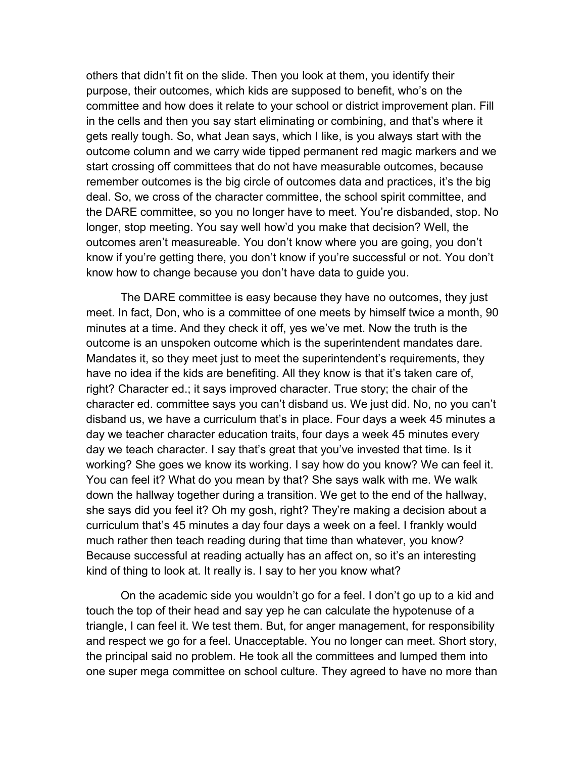others that didn't fit on the slide. Then you look at them, you identify their purpose, their outcomes, which kids are supposed to benefit, who's on the committee and how does it relate to your school or district improvement plan. Fill in the cells and then you say start eliminating or combining, and that's where it gets really tough. So, what Jean says, which I like, is you always start with the outcome column and we carry wide tipped permanent red magic markers and we start crossing off committees that do not have measurable outcomes, because remember outcomes is the big circle of outcomes data and practices, it's the big deal. So, we cross of the character committee, the school spirit committee, and the DARE committee, so you no longer have to meet. You're disbanded, stop. No longer, stop meeting. You say well how'd you make that decision? Well, the outcomes aren't measureable. You don't know where you are going, you don't know if you're getting there, you don't know if you're successful or not. You don't know how to change because you don't have data to guide you.

The DARE committee is easy because they have no outcomes, they just meet. In fact, Don, who is a committee of one meets by himself twice a month, 90 minutes at a time. And they check it off, yes we've met. Now the truth is the outcome is an unspoken outcome which is the superintendent mandates dare. Mandates it, so they meet just to meet the superintendent's requirements, they have no idea if the kids are benefiting. All they know is that it's taken care of, right? Character ed.; it says improved character. True story; the chair of the character ed. committee says you can't disband us. We just did. No, no you can't disband us, we have a curriculum that's in place. Four days a week 45 minutes a day we teacher character education traits, four days a week 45 minutes every day we teach character. I say that's great that you've invested that time. Is it working? She goes we know its working. I say how do you know? We can feel it. You can feel it? What do you mean by that? She says walk with me. We walk down the hallway together during a transition. We get to the end of the hallway, she says did you feel it? Oh my gosh, right? They're making a decision about a curriculum that's 45 minutes a day four days a week on a feel. I frankly would much rather then teach reading during that time than whatever, you know? Because successful at reading actually has an affect on, so it's an interesting kind of thing to look at. It really is. I say to her you know what?

On the academic side you wouldn't go for a feel. I don't go up to a kid and touch the top of their head and say yep he can calculate the hypotenuse of a triangle, I can feel it. We test them. But, for anger management, for responsibility and respect we go for a feel. Unacceptable. You no longer can meet. Short story, the principal said no problem. He took all the committees and lumped them into one super mega committee on school culture. They agreed to have no more than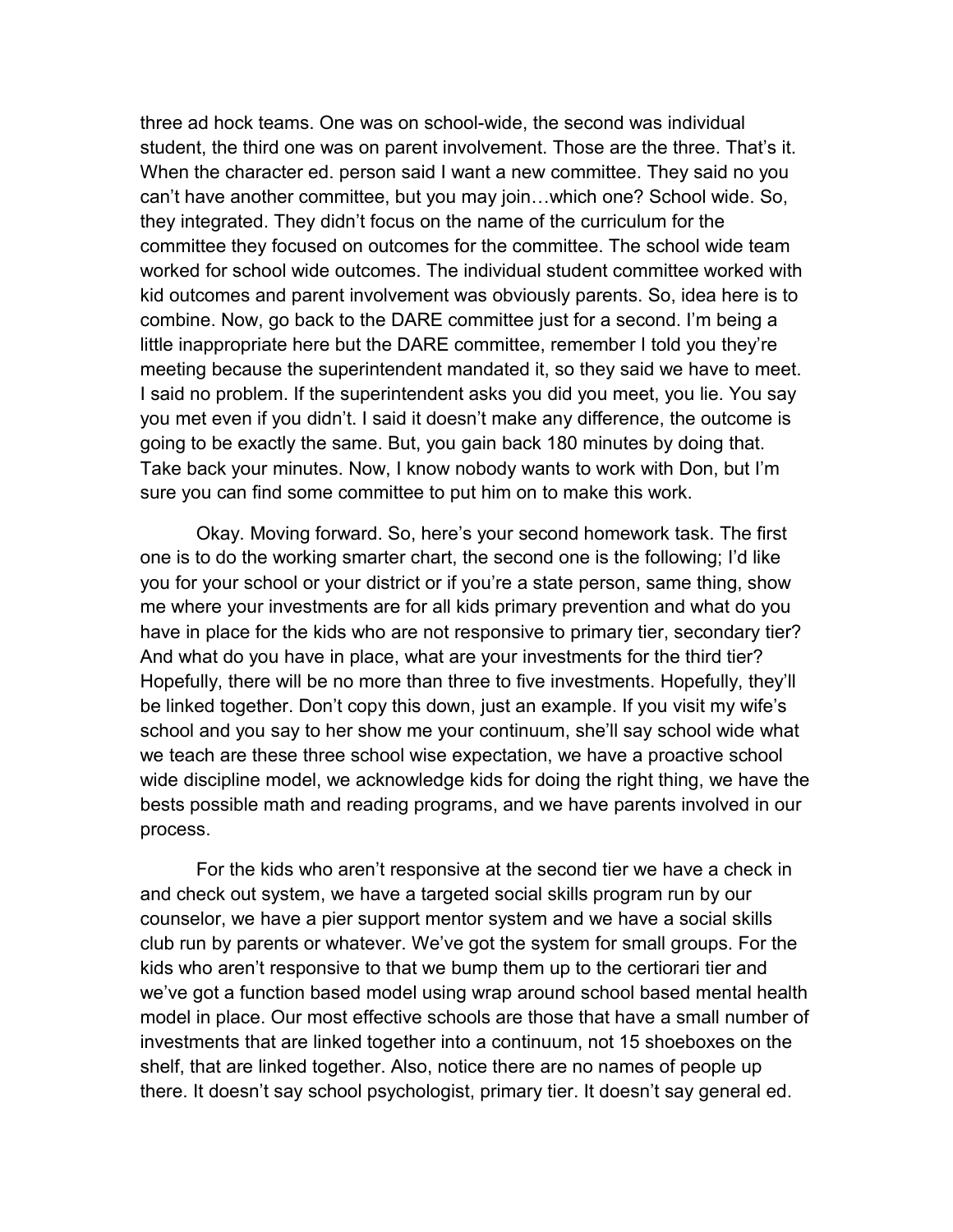three ad hock teams. One was on school-wide, the second was individual student, the third one was on parent involvement. Those are the three. That's it. When the character ed. person said I want a new committee. They said no you can't have another committee, but you may join…which one? School wide. So, they integrated. They didn't focus on the name of the curriculum for the committee they focused on outcomes for the committee. The school wide team worked for school wide outcomes. The individual student committee worked with kid outcomes and parent involvement was obviously parents. So, idea here is to combine. Now, go back to the DARE committee just for a second. I'm being a little inappropriate here but the DARE committee, remember I told you they're meeting because the superintendent mandated it, so they said we have to meet. I said no problem. If the superintendent asks you did you meet, you lie. You say you met even if you didn't. I said it doesn't make any difference, the outcome is going to be exactly the same. But, you gain back 180 minutes by doing that. Take back your minutes. Now, I know nobody wants to work with Don, but I'm sure you can find some committee to put him on to make this work.

Okay. Moving forward. So, here's your second homework task. The first one is to do the working smarter chart, the second one is the following; I'd like you for your school or your district or if you're a state person, same thing, show me where your investments are for all kids primary prevention and what do you have in place for the kids who are not responsive to primary tier, secondary tier? And what do you have in place, what are your investments for the third tier? Hopefully, there will be no more than three to five investments. Hopefully, they'll be linked together. Don't copy this down, just an example. If you visit my wife's school and you say to her show me your continuum, she'll say school wide what we teach are these three school wise expectation, we have a proactive school wide discipline model, we acknowledge kids for doing the right thing, we have the bests possible math and reading programs, and we have parents involved in our process.

For the kids who aren't responsive at the second tier we have a check in and check out system, we have a targeted social skills program run by our counselor, we have a pier support mentor system and we have a social skills club run by parents or whatever. We've got the system for small groups. For the kids who aren't responsive to that we bump them up to the certiorari tier and we've got a function based model using wrap around school based mental health model in place. Our most effective schools are those that have a small number of investments that are linked together into a continuum, not 15 shoeboxes on the shelf, that are linked together. Also, notice there are no names of people up there. It doesn't say school psychologist, primary tier. It doesn't say general ed.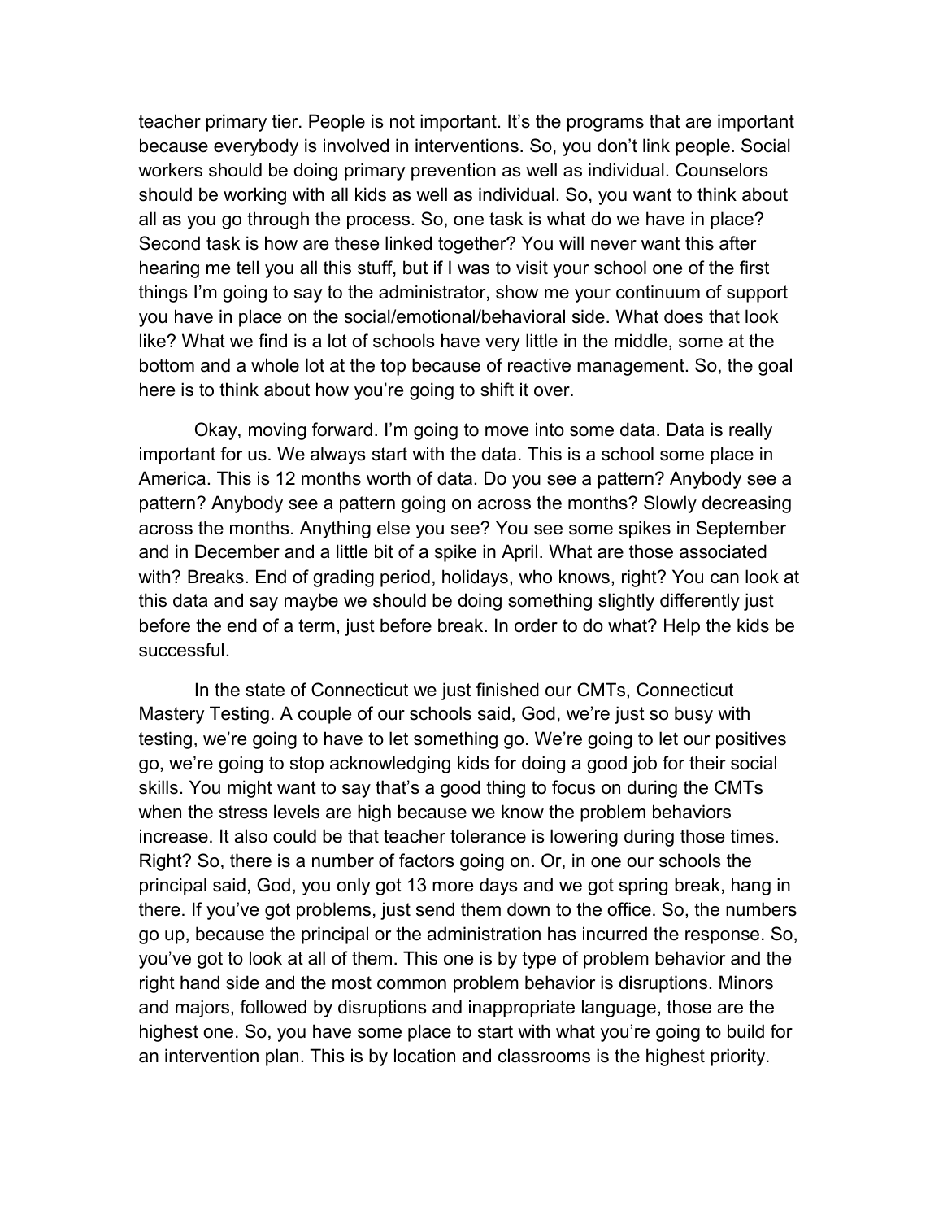teacher primary tier. People is not important. It's the programs that are important because everybody is involved in interventions. So, you don't link people. Social workers should be doing primary prevention as well as individual. Counselors should be working with all kids as well as individual. So, you want to think about all as you go through the process. So, one task is what do we have in place? Second task is how are these linked together? You will never want this after hearing me tell you all this stuff, but if I was to visit your school one of the first things I'm going to say to the administrator, show me your continuum of support you have in place on the social/emotional/behavioral side. What does that look like? What we find is a lot of schools have very little in the middle, some at the bottom and a whole lot at the top because of reactive management. So, the goal here is to think about how you're going to shift it over.

Okay, moving forward. I'm going to move into some data. Data is really important for us. We always start with the data. This is a school some place in America. This is 12 months worth of data. Do you see a pattern? Anybody see a pattern? Anybody see a pattern going on across the months? Slowly decreasing across the months. Anything else you see? You see some spikes in September and in December and a little bit of a spike in April. What are those associated with? Breaks. End of grading period, holidays, who knows, right? You can look at this data and say maybe we should be doing something slightly differently just before the end of a term, just before break. In order to do what? Help the kids be successful.

In the state of Connecticut we just finished our CMTs, Connecticut Mastery Testing. A couple of our schools said, God, we're just so busy with testing, we're going to have to let something go. We're going to let our positives go, we're going to stop acknowledging kids for doing a good job for their social skills. You might want to say that's a good thing to focus on during the CMTs when the stress levels are high because we know the problem behaviors increase. It also could be that teacher tolerance is lowering during those times. Right? So, there is a number of factors going on. Or, in one our schools the principal said, God, you only got 13 more days and we got spring break, hang in there. If you've got problems, just send them down to the office. So, the numbers go up, because the principal or the administration has incurred the response. So, you've got to look at all of them. This one is by type of problem behavior and the right hand side and the most common problem behavior is disruptions. Minors and majors, followed by disruptions and inappropriate language, those are the highest one. So, you have some place to start with what you're going to build for an intervention plan. This is by location and classrooms is the highest priority.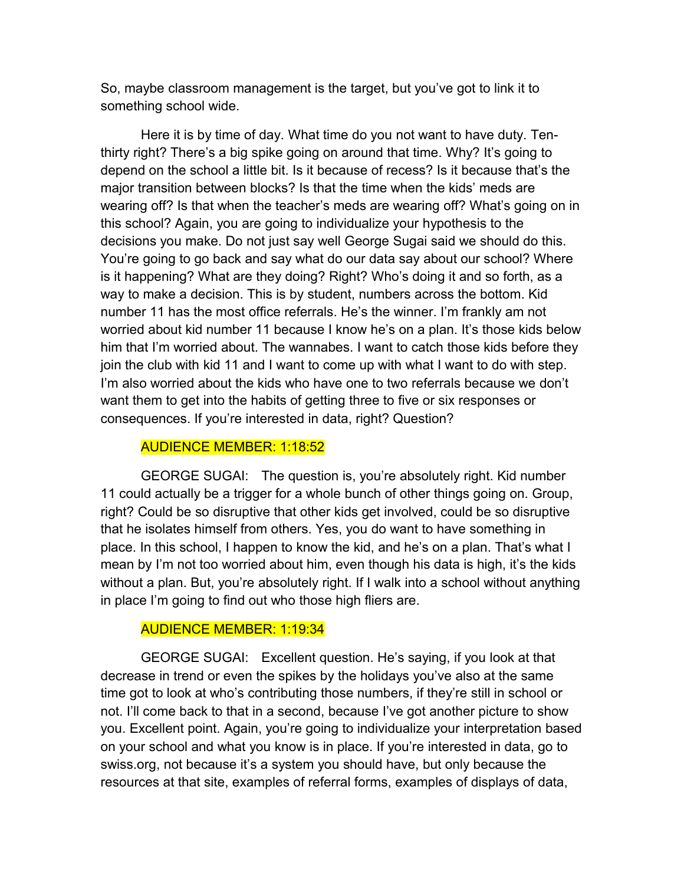So, maybe classroom management is the target, but you've got to link it to something school wide.

Here it is by time of day. What time do you not want to have duty. Ten-thirty right? There's a big spike going on around that time. Why? It's going to depend on the school a little bit. Is it because of recess? Is it because that's the major transition between blocks? Is that the time when the kids' meds are wearing off? Is that when the teacher's meds are wearing off? What's going on in this school? Again, you are going to individualize your hypothesis to the decisions you make. Do not just say well George Sugai said we should do this. You're going to go back and say what do our data say about our school? Where is it happening? What are they doing? Right? Who's doing it and so forth, as a way to make a decision. This is by student, numbers across the bottom. Kid number 11 has the most office referrals. He's the winner. I'm frankly am not worried about kid number 11 because I know he's on a plan. It's those kids below him that I'm worried about. The wannabes. I want to catch those kids before they join the club with kid 11 and I want to come up with what I want to do with step. I'm also worried about the kids who have one to two referrals because we don't want them to get into the habits of getting three to five or six responses or consequences. If you're interested in data, right? Question?

AUDIENCE MEMBER: 1:18:52

GEORGE SUGAI: The question is, you're absolutely right. Kid number 11 could actually be a trigger for a whole bunch of other things going on. Group, right? Could be so disruptive that other kids get involved, could be so disruptive that he isolates himself from others. Yes, you do want to have something in place. In this school, I happen to know the kid, and he's on a plan. That's what I mean by I'm not too worried about him, even though his data is high, it's the kids without a plan. But, you're absolutely right. If I walk into a school without anything in place I'm going to find out who those high fliers are.

AUDIENCE MEMBER: 1:19:34

GEORGE SUGAI: Excellent question. He's saying, if you look at that decrease in trend or even the spikes by the holidays you've also at the same time got to look at who's contributing those numbers, if they're still in school or not. I'll come back to that in a second, because I've got another picture to show you. Excellent point. Again, you're going to individualize your interpretation based on your school and what you know is in place. If you're interested in data, go to swiss.org, not because it's a system you should have, but only because the resources at that site, examples of referral forms, examples of displays of data,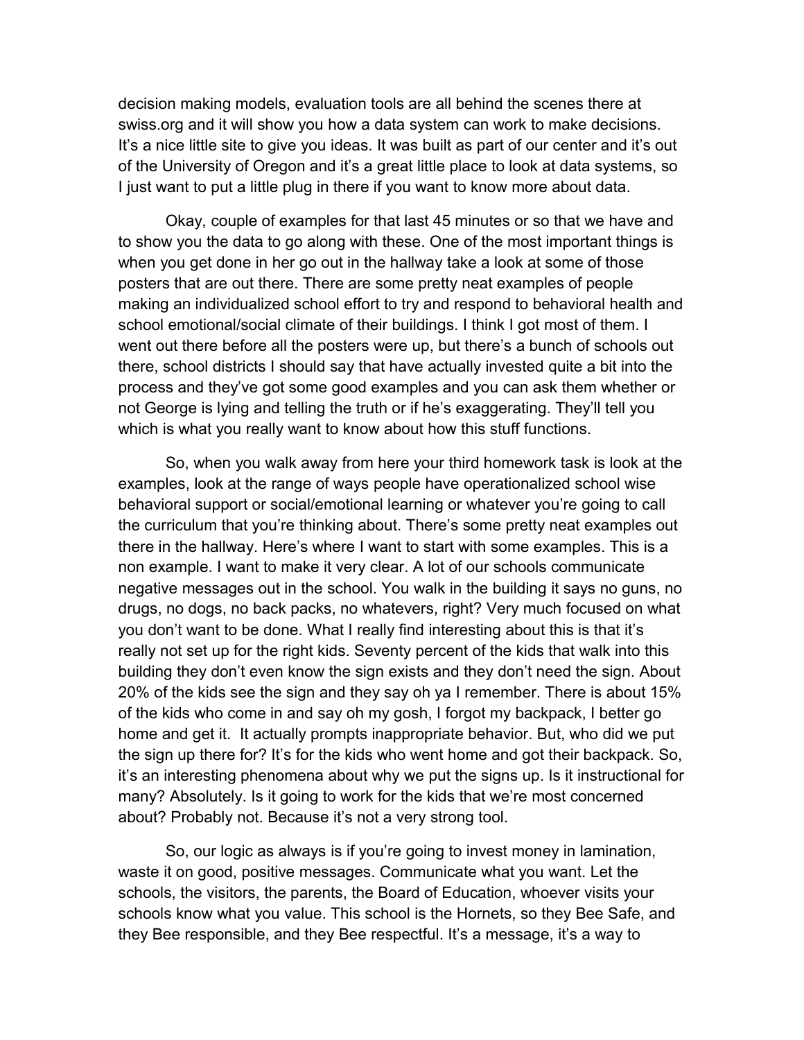decision making models, evaluation tools are all behind the scenes there at swiss.org and it will show you how a data system can work to make decisions. It's a nice little site to give you ideas. It was built as part of our center and it's out of the University of Oregon and it's a great little place to look at data systems, so I just want to put a little plug in there if you want to know more about data.

Okay, couple of examples for that last 45 minutes or so that we have and to show you the data to go along with these. One of the most important things is when you get done in her go out in the hallway take a look at some of those posters that are out there. There are some pretty neat examples of people making an individualized school effort to try and respond to behavioral health and school emotional/social climate of their buildings. I think I got most of them. I went out there before all the posters were up, but there's a bunch of schools out there, school districts I should say that have actually invested quite a bit into the process and they've got some good examples and you can ask them whether or not George is lying and telling the truth or if he's exaggerating. They'll tell you which is what you really want to know about how this stuff functions.

So, when you walk away from here your third homework task is look at the examples, look at the range of ways people have operationalized school wise behavioral support or social/emotional learning or whatever you're going to call the curriculum that you're thinking about. There's some pretty neat examples out there in the hallway. Here's where I want to start with some examples. This is a non example. I want to make it very clear. A lot of our schools communicate negative messages out in the school. You walk in the building it says no guns, no drugs, no dogs, no back packs, no whatevers, right? Very much focused on what you don't want to be done. What I really find interesting about this is that it's really not set up for the right kids. Seventy percent of the kids that walk into this building they don't even know the sign exists and they don't need the sign. About 20% of the kids see the sign and they say oh ya I remember. There is about 15% of the kids who come in and say oh my gosh, I forgot my backpack, I better go home and get it. It actually prompts inappropriate behavior. But, who did we put the sign up there for? It's for the kids who went home and got their backpack. So, it's an interesting phenomena about why we put the signs up. Is it instructional for many? Absolutely. Is it going to work for the kids that we're most concerned about? Probably not. Because it's not a very strong tool.

So, our logic as always is if you're going to invest money in lamination, waste it on good, positive messages. Communicate what you want. Let the schools, the visitors, the parents, the Board of Education, whoever visits your schools know what you value. This school is the Hornets, so they Bee Safe, and they Bee responsible, and they Bee respectful. It's a message, it's a way to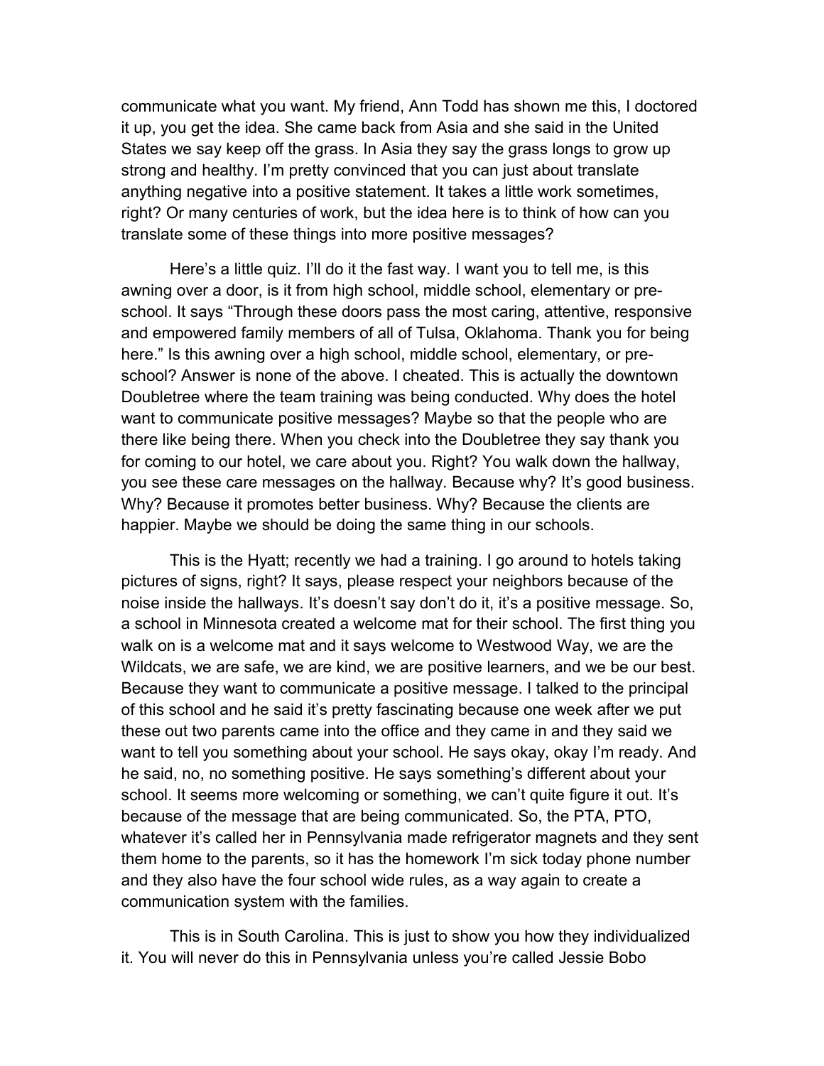communicate what you want. My friend, Ann Todd has shown me this, I doctored it up, you get the idea. She came back from Asia and she said in the United States we say keep off the grass. In Asia they say the grass longs to grow up strong and healthy. I'm pretty convinced that you can just about translate anything negative into a positive statement. It takes a little work sometimes, right? Or many centuries of work, but the idea here is to think of how can you translate some of these things into more positive messages?

Here's a little quiz. I'll do it the fast way. I want you to tell me, is this awning over a door, is it from high school, middle school, elementary or pre-school. It says "Through these doors pass the most caring, attentive, responsive and empowered family members of all of Tulsa, Oklahoma. Thank you for being here." Is this awning over a high school, middle school, elementary, or pre-school? Answer is none of the above. I cheated. This is actually the downtown Doubletree where the team training was being conducted. Why does the hotel want to communicate positive messages? Maybe so that the people who are there like being there. When you check into the Doubletree they say thank you for coming to our hotel, we care about you. Right? You walk down the hallway, you see these care messages on the hallway. Because why? It's good business. Why? Because it promotes better business. Why? Because the clients are happier. Maybe we should be doing the same thing in our schools.

This is the Hyatt; recently we had a training. I go around to hotels taking pictures of signs, right? It says, please respect your neighbors because of the noise inside the hallways. It's doesn't say don't do it, it's a positive message. So, a school in Minnesota created a welcome mat for their school. The first thing you walk on is a welcome mat and it says welcome to Westwood Way, we are the Wildcats, we are safe, we are kind, we are positive learners, and we be our best. Because they want to communicate a positive message. I talked to the principal of this school and he said it's pretty fascinating because one week after we put these out two parents came into the office and they came in and they said we want to tell you something about your school. He says okay, okay I'm ready. And he said, no, no something positive. He says something's different about your school. It seems more welcoming or something, we can't quite figure it out. It's because of the message that are being communicated. So, the PTA, PTO, whatever it's called her in Pennsylvania made refrigerator magnets and they sent them home to the parents, so it has the homework I'm sick today phone number and they also have the four school wide rules, as a way again to create a communication system with the families.

This is in South Carolina. This is just to show you how they individualized it. You will never do this in Pennsylvania unless you're called Jessie Bobo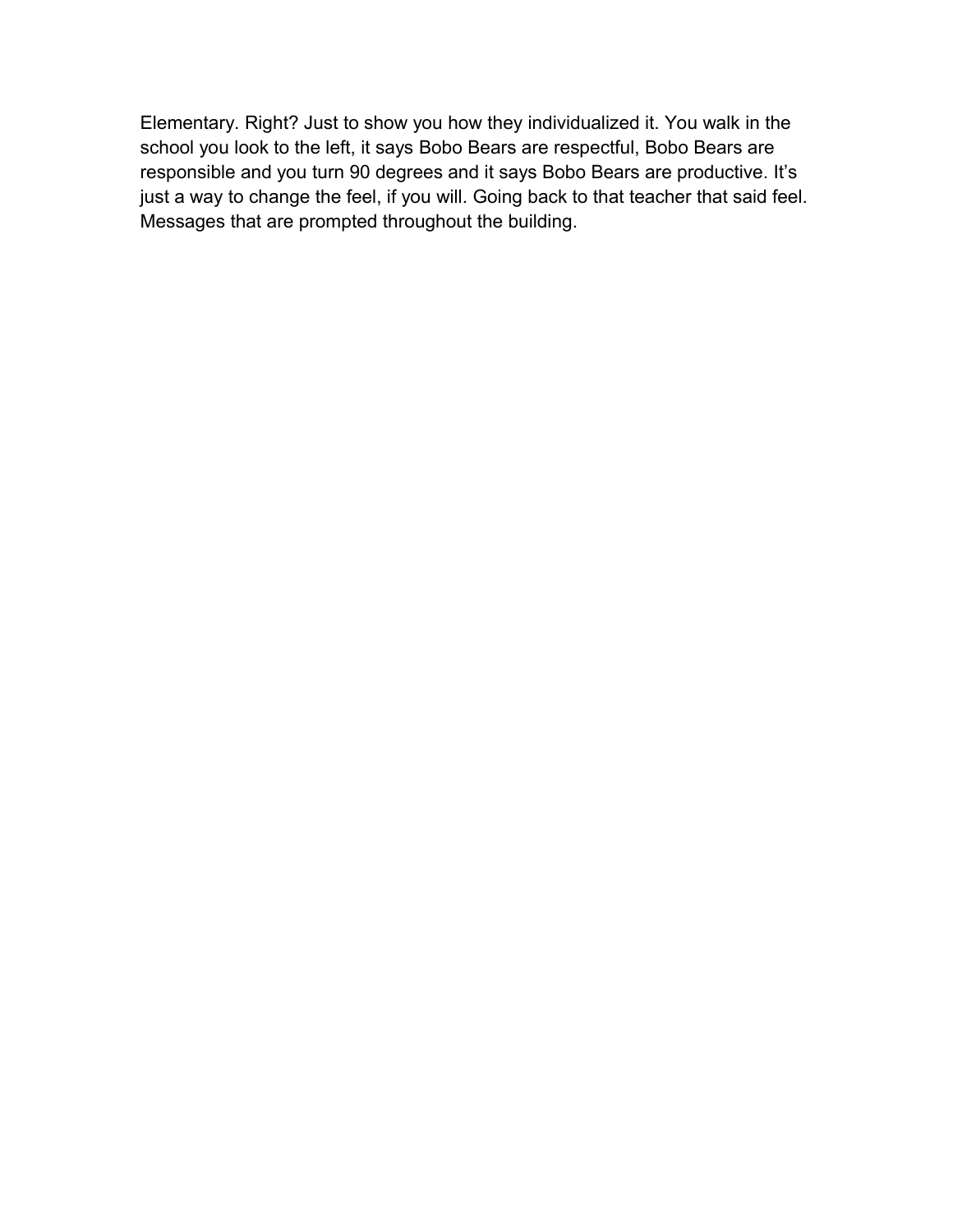Elementary. Right? Just to show you how they individualized it. You walk in the school you look to the left, it says Bobo Bears are respectful, Bobo Bears are responsible and you turn 90 degrees and it says Bobo Bears are productive. It’s just a way to change the feel, if you will. Going back to that teacher that said feel. Messages that are prompted throughout the building.